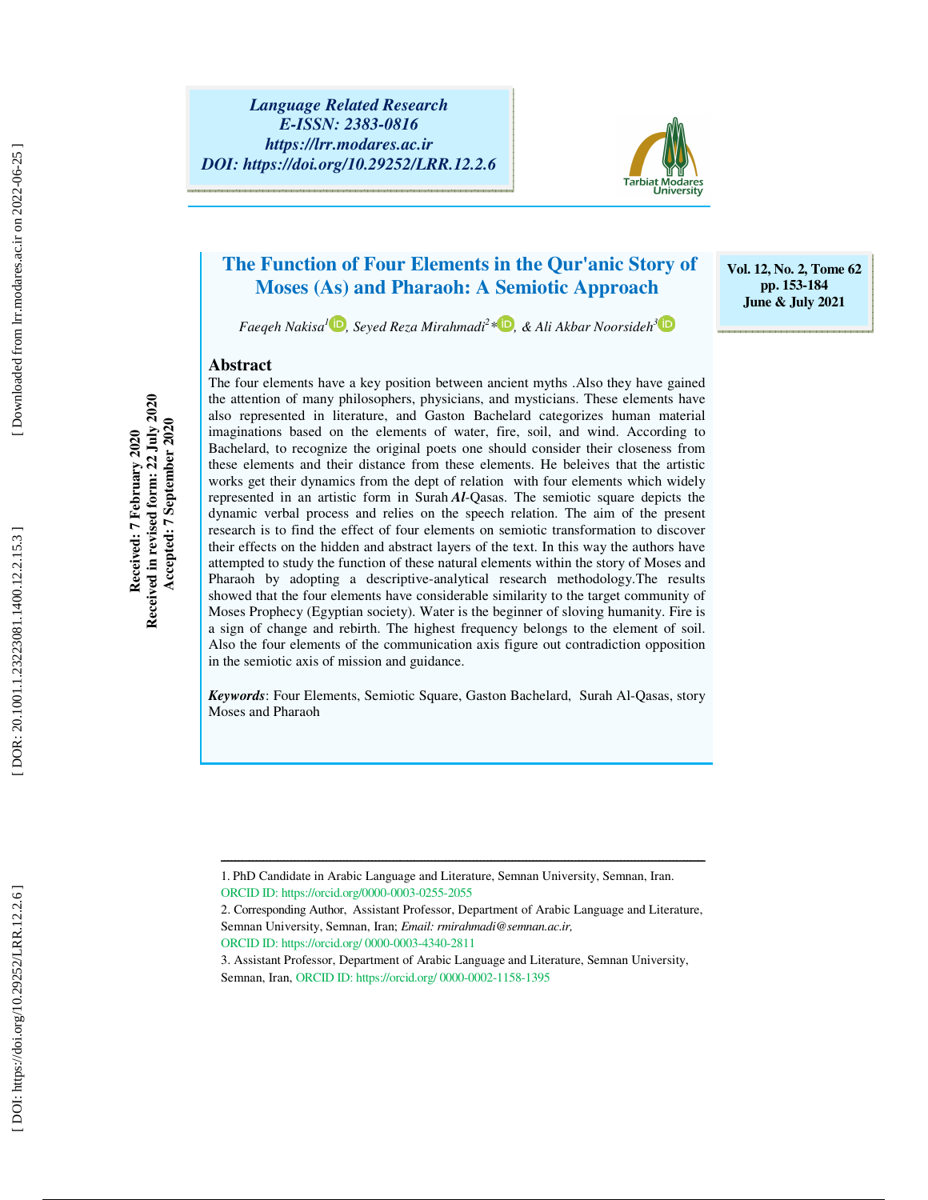Language Related Research
E-ISSN: 2383-0816
https://lrr.modares.ac.ir
DOI: https://doi.org/10.29252/LRR.12.2.6

Vol. 12, No. 2, Tome 62
pp. 153-184
June & July 2021

# The Function of Four Elements in the Qur'anic Story of Moses (As) and Pharaoh: A Semiotic Approach

*Faeqeh Nakisa*[1], *Seyed Reza Mirahmadi*[2]*, & *Ali Akbar Noorsideh*[3]

Received: 7 February 2020
Received in revised form: 22 July 2020
Accepted: 7 September 2020

## Abstract

The four elements have a key position between ancient myths .Also they have gained the attention of many philosophers, physicians, and mysticians. These elements have also represented in literature, and Gaston Bachelard categorizes human material imaginations based on the elements of water, fire, soil, and wind. According to Bachelard, to recognize the original poets one should consider their closeness from these elements and their distance from these elements. He beleives that the artistic works get their dynamics from the dept of relation with four elements which widely represented in an artistic form in Surah *Al*-Qasas. The semiotic square depicts the dynamic verbal process and relies on the speech relation. The aim of the present research is to find the effect of four elements on semiotic transformation to discover their effects on the hidden and abstract layers of the text. In this way the authors have attempted to study the function of these natural elements within the story of Moses and Pharaoh by adopting a descriptive-analytical research methodology.The results showed that the four elements have considerable similarity to the target community of Moses Prophecy (Egyptian society). Water is the beginner of sloving humanity. Fire is a sign of change and rebirth. The highest frequency belongs to the element of soil. Also the four elements of the communication axis figure out contradiction opposition in the semiotic axis of mission and guidance.

***Keywords***: Four Elements, Semiotic Square, Gaston Bachelard, Surah Al-Qasas, story Moses and Pharaoh

---

1. PhD Candidate in Arabic Language and Literature, Semnan University, Semnan, Iran. ORCID ID: https://orcid.org/0000-0003-0255-2055
2. Corresponding Author, Assistant Professor, Department of Arabic Language and Literature, Semnan University, Semnan, Iran; *Email: rmirahmadi@semnan.ac.ir,* ORCID ID: https://orcid.org/ 0000-0003-4340-2811
3. Assistant Professor, Department of Arabic Language and Literature, Semnan University, Semnan, Iran, ORCID ID: https://orcid.org/ 0000-0002-1158-1395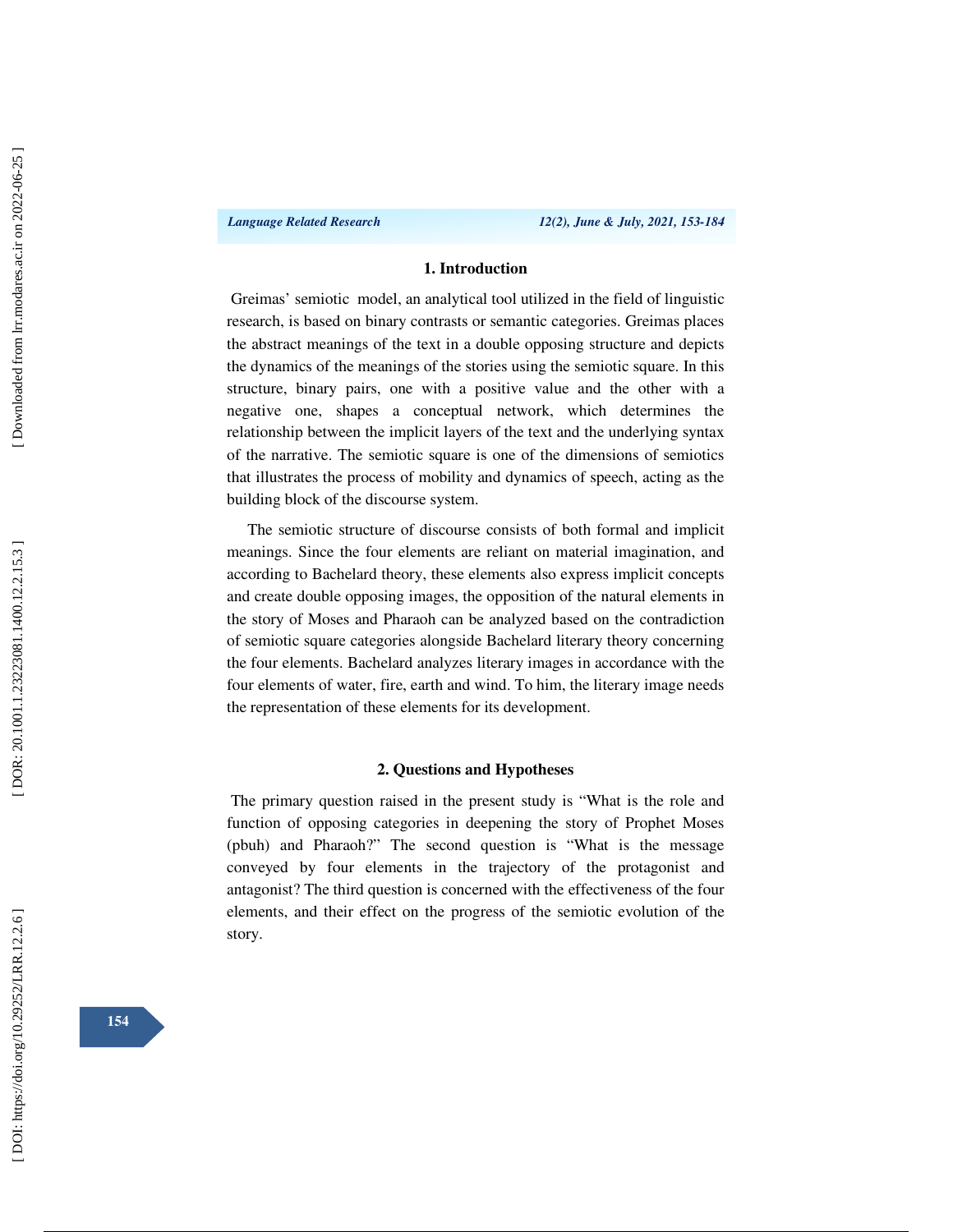## 1. Introduction

Greimas' semiotic model, an analytical tool utilized in the field of linguistic research, is based on binary contrasts or semantic categories. Greimas places the abstract meanings of the text in a double opposing structure and depicts the dynamics of the meanings of the stories using the semiotic square. In this structure, binary pairs, one with a positive value and the other with a negative one, shapes a conceptual network, which determines the relationship between the implicit layers of the text and the underlying syntax of the narrative. The semiotic square is one of the dimensions of semiotics that illustrates the process of mobility and dynamics of speech, acting as the building block of the discourse system.

The semiotic structure of discourse consists of both formal and implicit meanings. Since the four elements are reliant on material imagination, and according to Bachelard theory, these elements also express implicit concepts and create double opposing images, the opposition of the natural elements in the story of Moses and Pharaoh can be analyzed based on the contradiction of semiotic square categories alongside Bachelard literary theory concerning the four elements. Bachelard analyzes literary images in accordance with the four elements of water, fire, earth and wind. To him, the literary image needs the representation of these elements for its development.

## 2. Questions and Hypotheses

The primary question raised in the present study is "What is the role and function of opposing categories in deepening the story of Prophet Moses (pbuh) and Pharaoh?" The second question is "What is the message conveyed by four elements in the trajectory of the protagonist and antagonist? The third question is concerned with the effectiveness of the four elements, and their effect on the progress of the semiotic evolution of the story.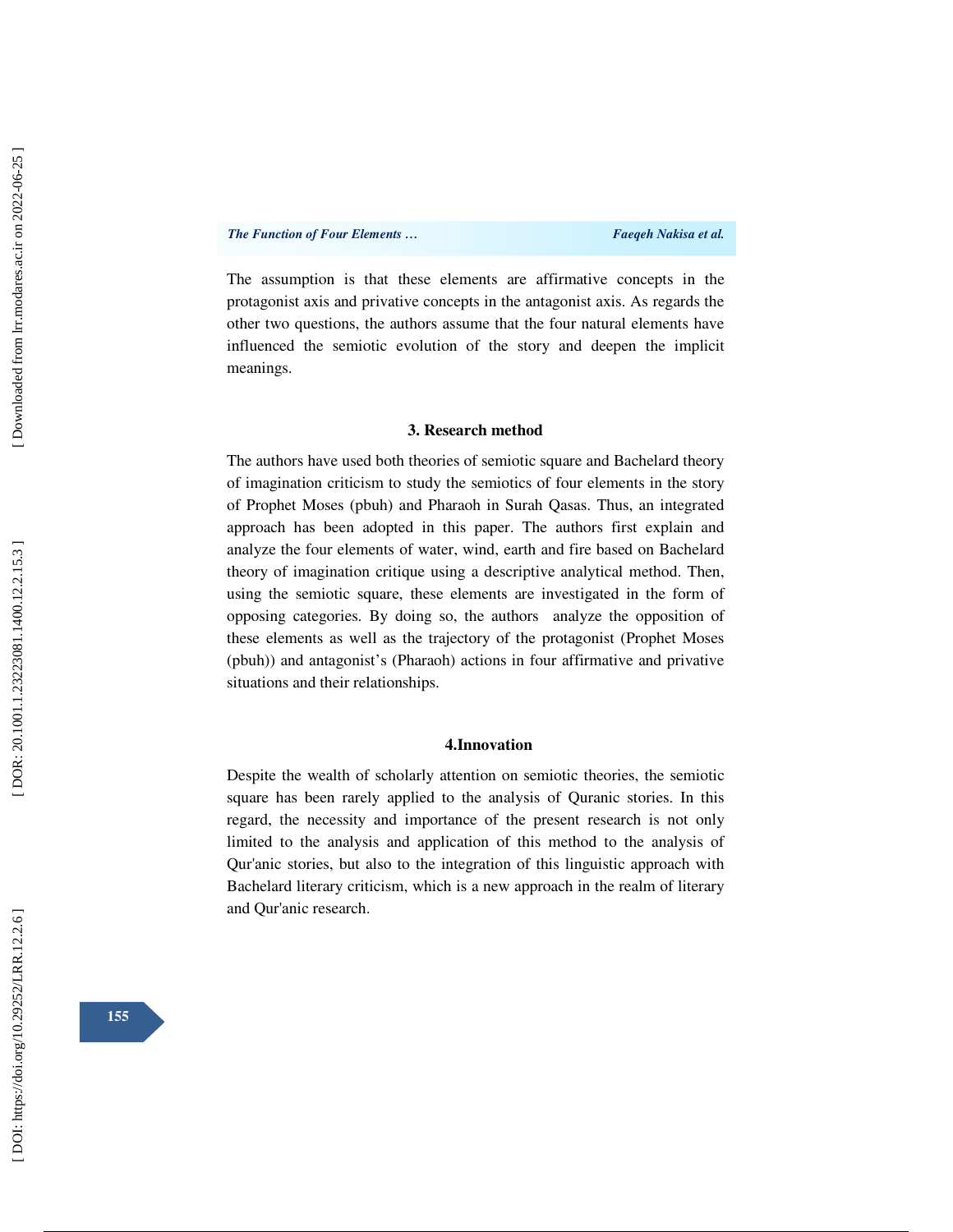The assumption is that these elements are affirmative concepts in the protagonist axis and privative concepts in the antagonist axis. As regards the other two questions, the authors assume that the four natural elements have influenced the semiotic evolution of the story and deepen the implicit meanings.

## 3. Research method

The authors have used both theories of semiotic square and Bachelard theory of imagination criticism to study the semiotics of four elements in the story of Prophet Moses (pbuh) and Pharaoh in Surah Qasas. Thus, an integrated approach has been adopted in this paper. The authors first explain and analyze the four elements of water, wind, earth and fire based on Bachelard theory of imagination critique using a descriptive analytical method. Then, using the semiotic square, these elements are investigated in the form of opposing categories. By doing so, the authors analyze the opposition of these elements as well as the trajectory of the protagonist (Prophet Moses (pbuh)) and antagonist's (Pharaoh) actions in four affirmative and privative situations and their relationships.

## 4.Innovation

Despite the wealth of scholarly attention on semiotic theories, the semiotic square has been rarely applied to the analysis of Quranic stories. In this regard, the necessity and importance of the present research is not only limited to the analysis and application of this method to the analysis of Qur'anic stories, but also to the integration of this linguistic approach with Bachelard literary criticism, which is a new approach in the realm of literary and Qur'anic research.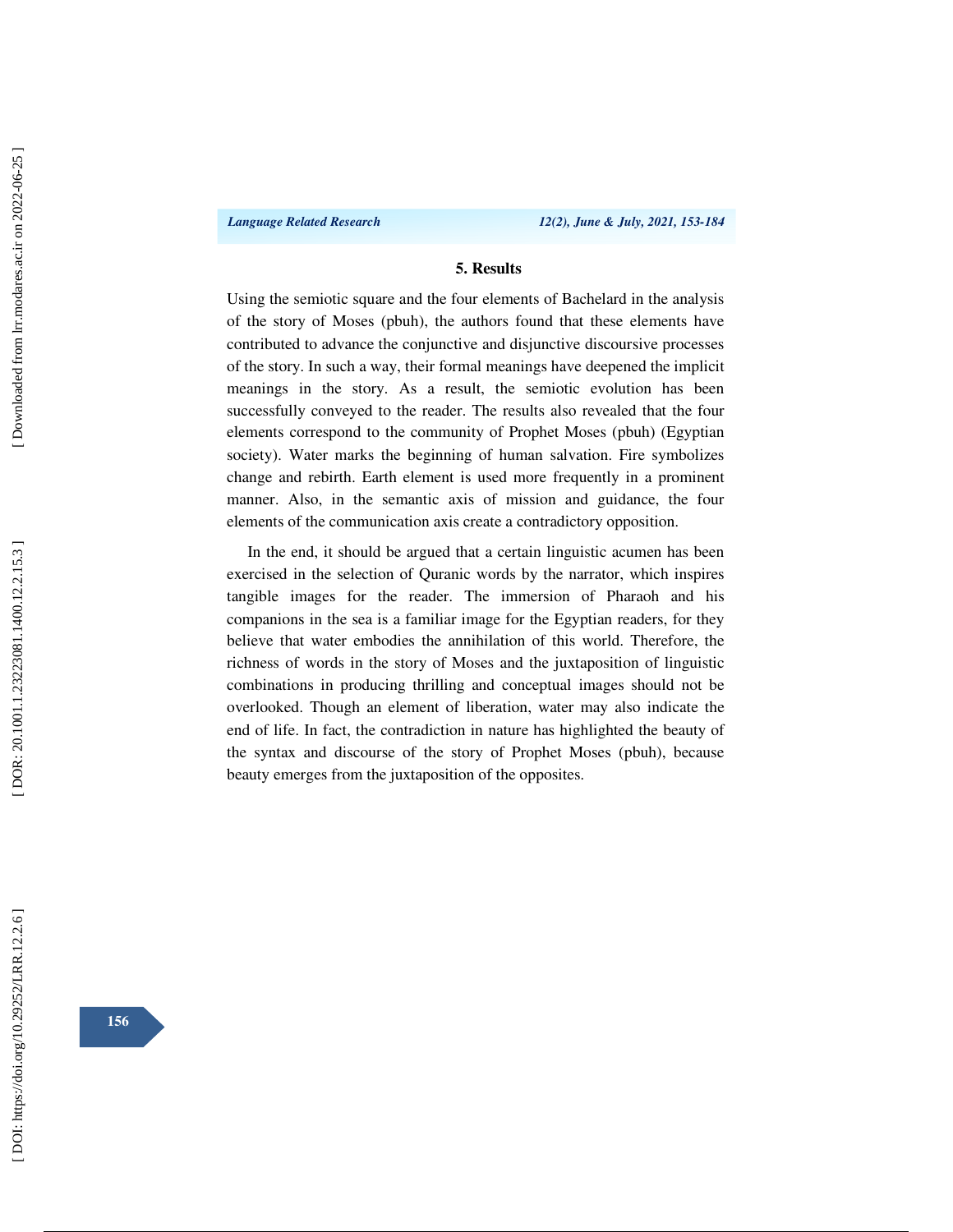### 5. Results

Using the semiotic square and the four elements of Bachelard in the analysis of the story of Moses (pbuh), the authors found that these elements have contributed to advance the conjunctive and disjunctive discoursive processes of the story. In such a way, their formal meanings have deepened the implicit meanings in the story. As a result, the semiotic evolution has been successfully conveyed to the reader. The results also revealed that the four elements correspond to the community of Prophet Moses (pbuh) (Egyptian society). Water marks the beginning of human salvation. Fire symbolizes change and rebirth. Earth element is used more frequently in a prominent manner. Also, in the semantic axis of mission and guidance, the four elements of the communication axis create a contradictory opposition.

In the end, it should be argued that a certain linguistic acumen has been exercised in the selection of Quranic words by the narrator, which inspires tangible images for the reader. The immersion of Pharaoh and his companions in the sea is a familiar image for the Egyptian readers, for they believe that water embodies the annihilation of this world. Therefore, the richness of words in the story of Moses and the juxtaposition of linguistic combinations in producing thrilling and conceptual images should not be overlooked. Though an element of liberation, water may also indicate the end of life. In fact, the contradiction in nature has highlighted the beauty of the syntax and discourse of the story of Prophet Moses (pbuh), because beauty emerges from the juxtaposition of the opposites.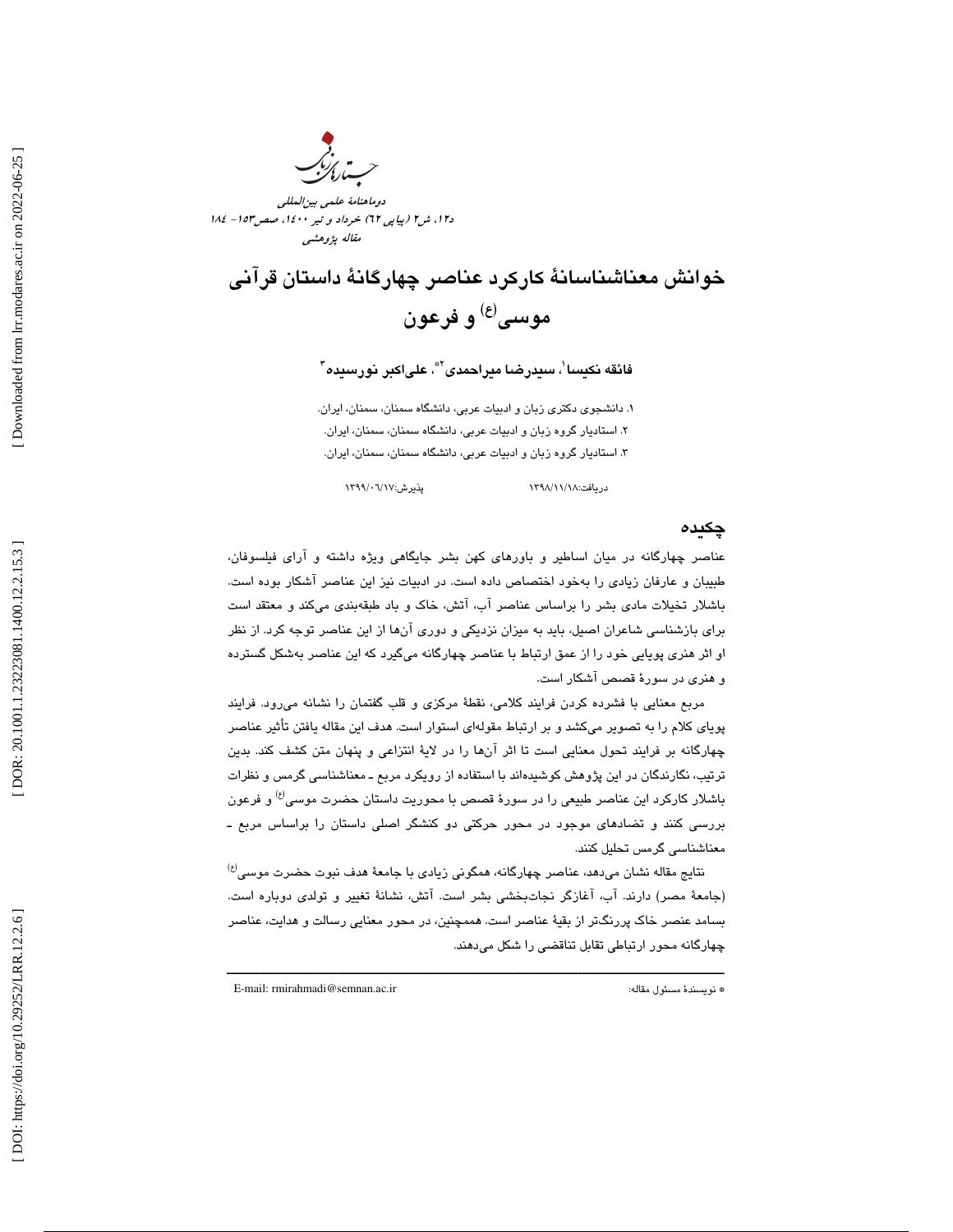دوماهنامۀ علمی بین‌المللی

مقاله پژوهشی

# خوانش معناشناسانۀ کارکرد عناصر چهارگانۀ داستان قرآنی موسی(ع) و فرعون

**فائقه نکیسا[1]، سیدرضا میراحمدی[2]*، علی‌اکبر نورسیده[3]**

۱. دانشجوی دکتری زبان و ادبیات عربی، دانشگاه سمنان، سمنان، ایران.

۲. استادیار گروه زبان و ادبیات عربی، دانشگاه سمنان، سمنان، ایران.

۳. استادیار گروه زبان و ادبیات عربی، دانشگاه سمنان، سمنان، ایران.

دریافت: ۱۳۹۸/۱۱/۱۸ پذیرش: ۱۳۹۹/۰۶/۱۷

## چکیده

عناصر چهارگانه در میان اساطیر و باورهای کهن بشر جایگاهی ویژه داشته و آرای فیلسوفان، طبیبان و عارفان زیادی را به‌خود اختصاص داده است. در ادبیات نیز این عناصر آشکار بوده است. باشلار تخیلات مادی بشر را براساس عناصر آب، آتش، خاک و باد طبقه‌بندی می‌کند و معتقد است برای بازشناسی شاعران اصیل، باید به میزان نزدیکی و دوری آن‌ها از این عناصر توجه کرد. از نظر او اثر هنری پویایی خود را از عمق ارتباط با عناصر چهارگانه می‌گیرد که این عناصر به‌شکل گسترده و هنری در سورۀ قصص آشکار است.

مربع معنایی با فشرده کردن فرایند کلامی، نقطۀ مرکزی و قلب گفتمان را نشانه می‌رود. فرایند پویای کلام را به تصویر می‌کشد و بر ارتباط مقوله‌ای استوار است. هدف این مقاله یافتن تأثیر عناصر چهارگانه بر فرایند تحول معنایی است تا اثر آن‌ها را در لایۀ انتزاعی و پنهان متن کشف کند. بدین ترتیب، نگارندگان در این پژوهش کوشیده‌اند با استفاده از رویکرد مربع ـ معناشناسی گرمس و نظرات باشلار کارکرد این عناصر طبیعی را در سورۀ قصص با محوریت داستان حضرت موسی(ع) و فرعون بررسی کنند و تضادهای موجود در محور حرکتی دو کنشگر اصلی داستان را براساس مربع ـ معناشناسی گرمس تحلیل کنند.

نتایج مقاله نشان می‌دهد، عناصر چهارگانه، همگونی زیادی با جامعۀ هدف نبوت حضرت موسی(ع) (جامعۀ مصر) دارند. آب، آغازگر نجات‌بخشی بشر است. آتش، نشانۀ تغییر و تولدی دوباره است. بسامد عنصر خاک پررنگ‌تر از بقیۀ عناصر است. همچنین، در محور معنایی رسالت و هدایت، عناصر چهارگانه محور ارتباطی تقابل تناقضی را شکل می‌دهند.

---

* نویسندۀ مسئول مقاله: E-mail: rmirahmadi@semnan.ac.ir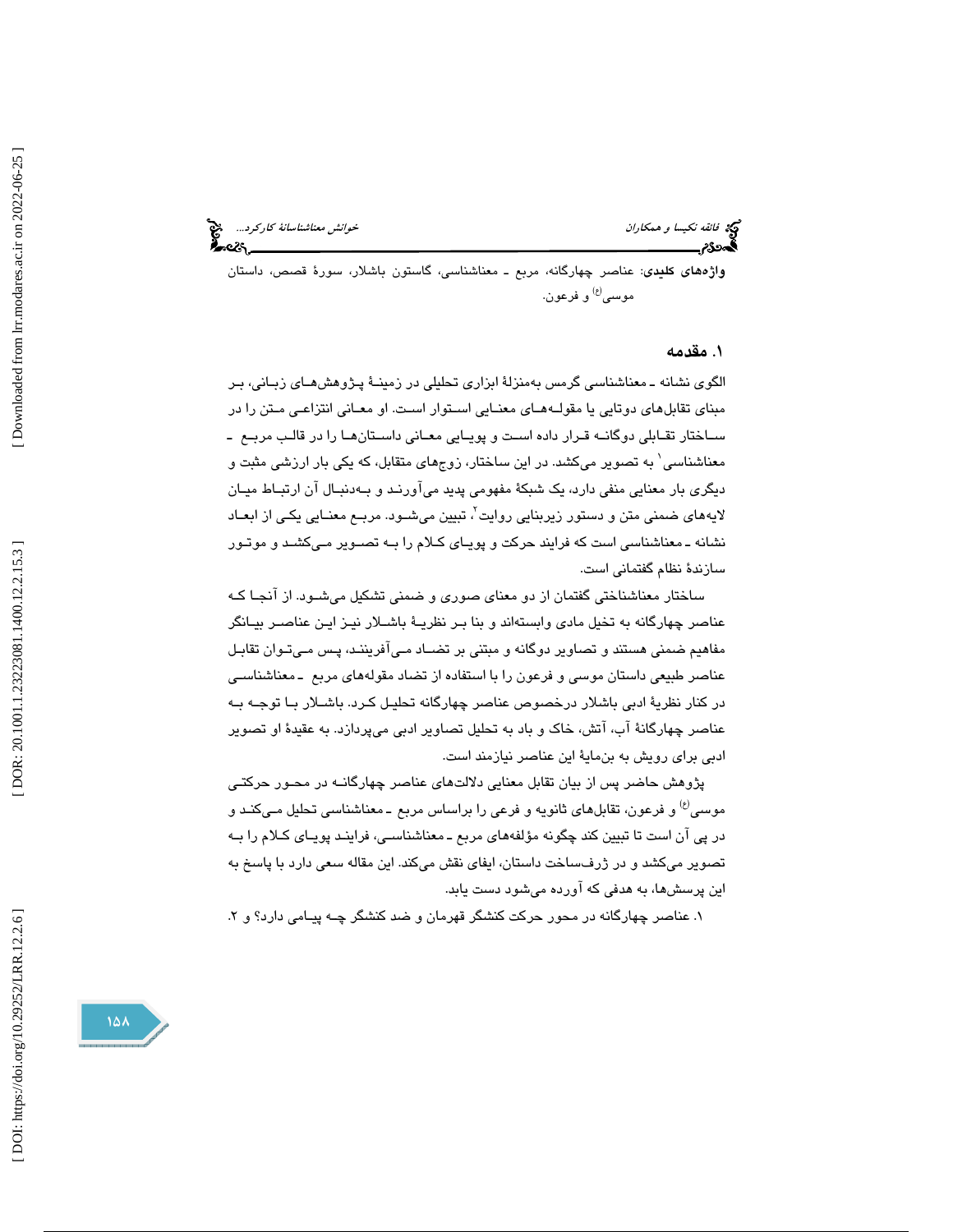**واژه‌های کلیدی**: عناصر چهارگانه، مربع ـ معناشناسی، گاستون باشلار، سورهٔ قصص، داستان موسی(ع) و فرعون.

## ۱. مقدمه

الگوی نشانه ـ معناشناسی گرمس به‌منزلهٔ ابزاری تحلیلی در زمینهٔ پژوهش‌های زبانی، بر مبنای تقابل‌های دوتایی یا مقوله‌های معنایی استوار است. او معانی انتزاعی متن را در ساختار تقابلی دوگانه قرار داده است و پویایی معانی داستان‌ها را در قالب مربع ـ معناشناسی[1] به تصویر می‌کشد. در این ساختار، زوج‌های متقابل، که یکی بار ارزشی مثبت و دیگری بار معنایی منفی دارد، یک شبکهٔ مفهومی پدید می‌آورند و به‌دنبال آن ارتباط میان لایه‌های ضمنی متن و دستور زیربنایی روایت[2]، تبیین می‌شود. مربع معنایی یکی از ابعاد نشانه ـ معناشناسی است که فرایند حرکت و پویای کلام را به تصویر می‌کشد و موتور سازندهٔ نظام گفتمانی است.

ساختار معناشناختی گفتمان از دو معنای صوری و ضمنی تشکیل می‌شود. از آنجا که عناصر چهارگانه به تخیل مادی وابسته‌اند و بنا بر نظریهٔ باشلار نیز این عناصر بیانگر مفاهیم ضمنی هستند و تصاویر دوگانه و مبتنی بر تضاد می‌آفرینند، پس می‌توان تقابل عناصر طبیعی داستان موسی و فرعون را با استفاده از تضاد مقوله‌های مربع ـ معناشناسی در کنار نظریهٔ ادبی باشلار درخصوص عناصر چهارگانه تحلیل کرد. باشلار با توجه به عناصر چهارگانهٔ آب، آتش، خاک و باد به تحلیل تصاویر ادبی می‌پردازد. به عقیدهٔ او تصویر ادبی برای رویش به بن‌مایهٔ این عناصر نیازمند است.

پژوهش حاضر پس از بیان تقابل معنایی دلالت‌های عناصر چهارگانه در محور حرکتی موسی(ع) و فرعون، تقابل‌های ثانویه و فرعی را براساس مربع ـ معناشناسی تحلیل می‌کند و در پی آن است تا تبیین کند چگونه مؤلفه‌های مربع ـ معناشناسی، فرایند پویای کلام را به تصویر می‌کشد و در ژرف‌ساخت داستان، ایفای نقش می‌کند. این مقاله سعی دارد با پاسخ به این پرسش‌ها، به هدفی که آورده می‌شود دست یابد.

۱. عناصر چهارگانه در محور حرکت کنشگر قهرمان و ضد کنشگر چه پیامی دارد؟ و ۲.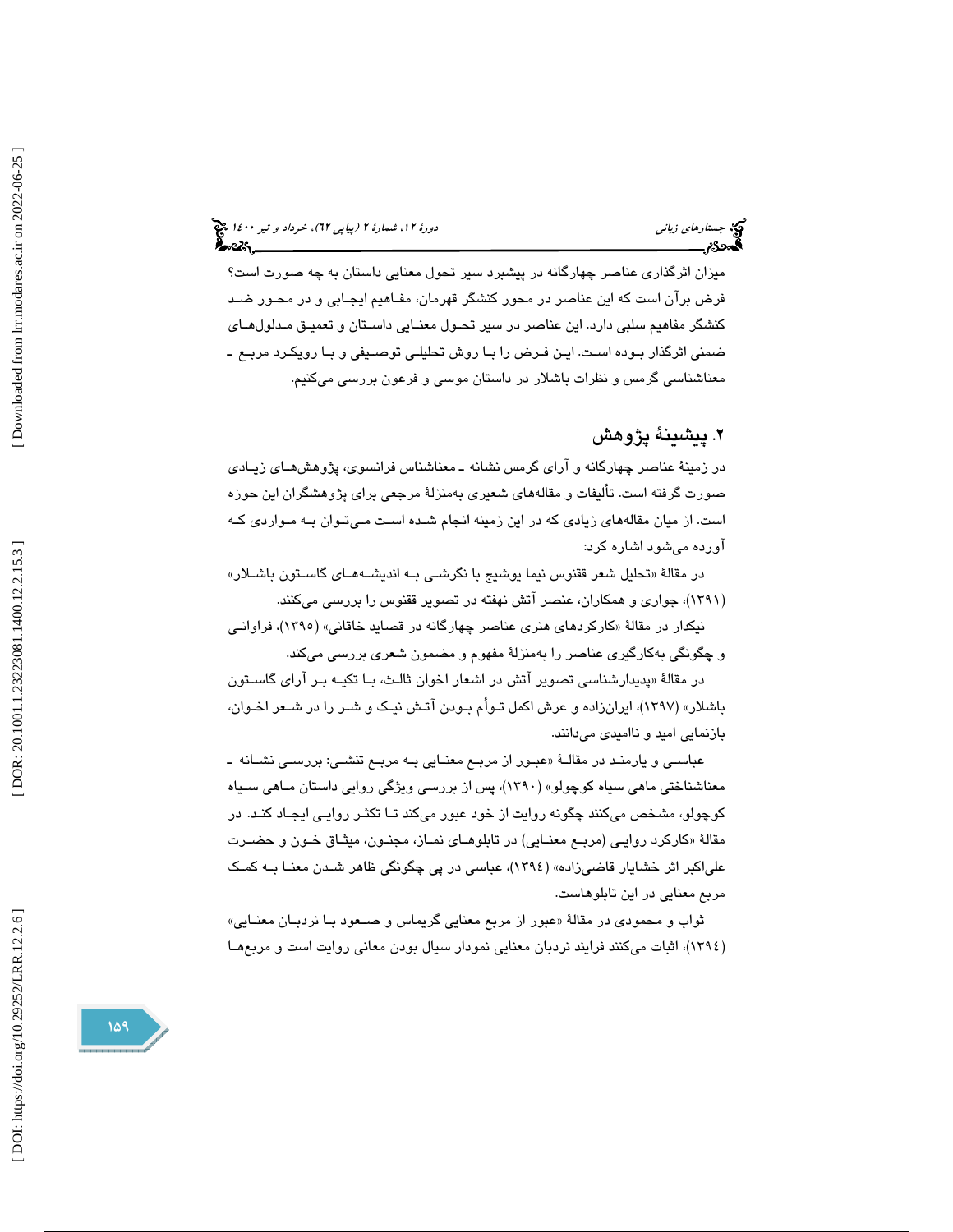میزان اثرگذاری عناصر چهارگانه در پیشبرد سیر تحول معنایی داستان به چه صورت است؟ فرض برآن است که این عناصر در محور کنشگر قهرمان، مفاهیم ایجابی و در محور ضد کنشگر مفاهیم سلبی دارد. این عناصر در سیر تحول معنایی داستان و تعمیق مدلول‌های ضمنی اثرگذار بوده است. این فرض را با روش تحلیلی توصیفی و با رویکرد مربع ـ معناشناسی گرمس و نظرات باشلار در داستان موسی و فرعون بررسی می‌کنیم.

## ۲. پیشینهٔ پژوهش

در زمینهٔ عناصر چهارگانه و آرای گرمس نشانه ـ معناشناس فرانسوی، پژوهش‌های زیادی صورت گرفته است. تألیفات و مقاله‌های شعیری به‌منزلهٔ مرجعی برای پژوهشگران این حوزه است. از میان مقاله‌های زیادی که در این زمینه انجام شده است می‌توان به مواردی که آورده می‌شود اشاره کرد:

در مقالهٔ «تحلیل شعر ققنوس نیما یوشیج با نگرشی به اندیشه‌های گاستون باشلار» (۱۳۹۱)، جواری و همکاران، عنصر آتش نهفته در تصویر ققنوس را بررسی می‌کنند.

نیکدار در مقالهٔ «کارکردهای هنری عناصر چهارگانه در قصاید خاقانی» (۱۳۹۵)، فراوانی و چگونگی به‌کارگیری عناصر را به‌منزلهٔ مفهوم و مضمون شعری بررسی می‌کند.

در مقالهٔ «پدیدارشناسی تصویر آتش در اشعار اخوان ثالث، با تکیه بر آرای گاستون باشلار» (۱۳۹۷)، ایرانزاده و عرش اکمل توأم بودن آتش نیک و شر را در شعر اخوان، بازنمایی امید و ناامیدی می‌دانند.

عباسی و یارمند در مقالهٔ «عبور از مربع معنایی به مربع تنشی: بررسی نشانه ـ معناشناختی ماهی سیاه کوچولو» (۱۳۹۰)، پس از بررسی ویژگی روایی داستان ماهی سیاه کوچولو، مشخص می‌کنند چگونه روایت از خود عبور می‌کند تا تکثر روایی ایجاد کند. در مقالهٔ «کارکرد روایی (مربع معنایی) در تابلوهای نماز، مجنون، میثاق خون و حضرت علی‌اکبر اثر خشایار قاضی‌زاده» (۱۳۹٤)، عباسی در پی چگونگی ظاهر شدن معنا به کمک مربع معنایی در این تابلوهاست.

ثواب و محمودی در مقالهٔ «عبور از مربع معنایی گریماس و صعود با نردبان معنایی» (۱۳۹٤)، اثبات می‌کنند فرایند نردبان معنایی نمودار سیال بودن معانی روایت است و مربع‌ها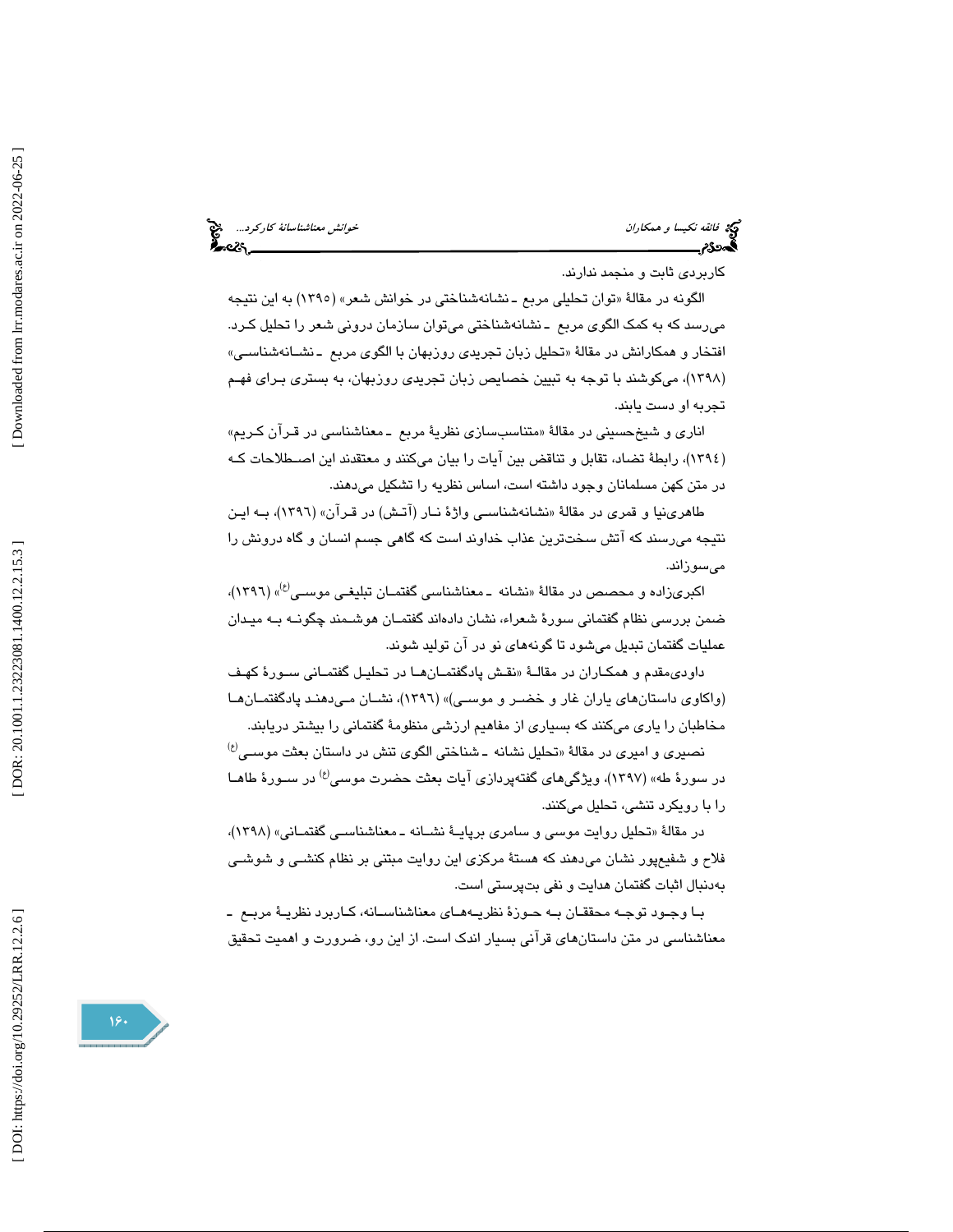کاربردی ثابت و منجمد ندارند.

الگونه در مقالهٔ «توان تحلیلی مربع ـ نشانه‌شناختی در خوانش شعر» (۱۳۹۵) به این نتیجه می‌رسد که به کمک الگوی مربع ـ نشانه‌شناختی می‌توان سازمان درونی شعر را تحلیل کرد. افتخار و همکارانش در مقالهٔ «تحلیل زبان تجریدی روزبهان با الگوی مربع ـ نشانه‌شناسی» (۱۳۹۸)، می‌کوشند با توجه به تبیین خصایص زبان تجریدی روزبهان، به بستری برای فهم تجربه او دست یابند.

اناری و شیخ‌حسینی در مقالهٔ «متناسب‌سازی نظریهٔ مربع ـ معناشناسی در قرآن کریم» (۱۳۹٤)، رابطهٔ تضاد، تقابل و تناقض بین آیات را بیان می‌کنند و معتقدند این اصطلاحات که در متن کهن مسلمانان وجود داشته است، اساس نظریه را تشکیل می‌دهند.

طاهری‌نیا و قمری در مقالهٔ «نشانه‌شناسی واژهٔ نار (آتش) در قرآن» (۱۳۹٦)، به این نتیجه می‌رسند که آتش سخت‌ترین عذاب خداوند است که گاهی جسم انسان و گاه درونش را می‌سوزاند.

اکبری‌زاده و محصص در مقالهٔ «نشانه ـ معناشناسی گفتمان تبلیغی موسی(ع)» (۱۳۹٦)، ضمن بررسی نظام گفتمانی سورهٔ شعراء، نشان داده‌اند گفتمان هوشمند چگونه به میدان عملیات گفتمان تبدیل می‌شود تا گونه‌های نو در آن تولید شوند.

داودی‌مقدم و همکاران در مقالهٔ «نقش پادگفتمان‌ها در تحلیل گفتمانی سورهٔ کهف (واکاوی داستان‌های یاران غار و خضر و موسی)» (۱۳۹٦)، نشان می‌دهند پادگفتمان‌ها مخاطبان را یاری می‌کنند که بسیاری از مفاهیم ارزشی منظومهٔ گفتمانی را بیشتر دریابند.

نصیری و امیری در مقالهٔ «تحلیل نشانه ـ شناختی الگوی تنش در داستان بعثت موسی(ع) در سورهٔ طه» (۱۳۹۷)، ویژگی‌های گفته‌پردازی آیات بعثت حضرت موسی(ع) در سورهٔ طاها را با رویکرد تنشی، تحلیل می‌کنند.

در مقالهٔ «تحلیل روایت موسی و سامری برپایهٔ نشانه ـ معناشناسی گفتمانی» (۱۳۹۸)، فلاح و شفیع‌پور نشان می‌دهند که هستهٔ مرکزی این روایت مبتنی بر نظام کنشی و شوشی به‌دنبال اثبات گفتمان هدایت و نفی بت‌پرستی است.

با وجود توجه محققان به حوزهٔ نظریه‌های معناشناسانه، کاربرد نظریهٔ مربع ـ معناشناسی در متن داستان‌های قرآنی بسیار اندک است. از این رو، ضرورت و اهمیت تحقیق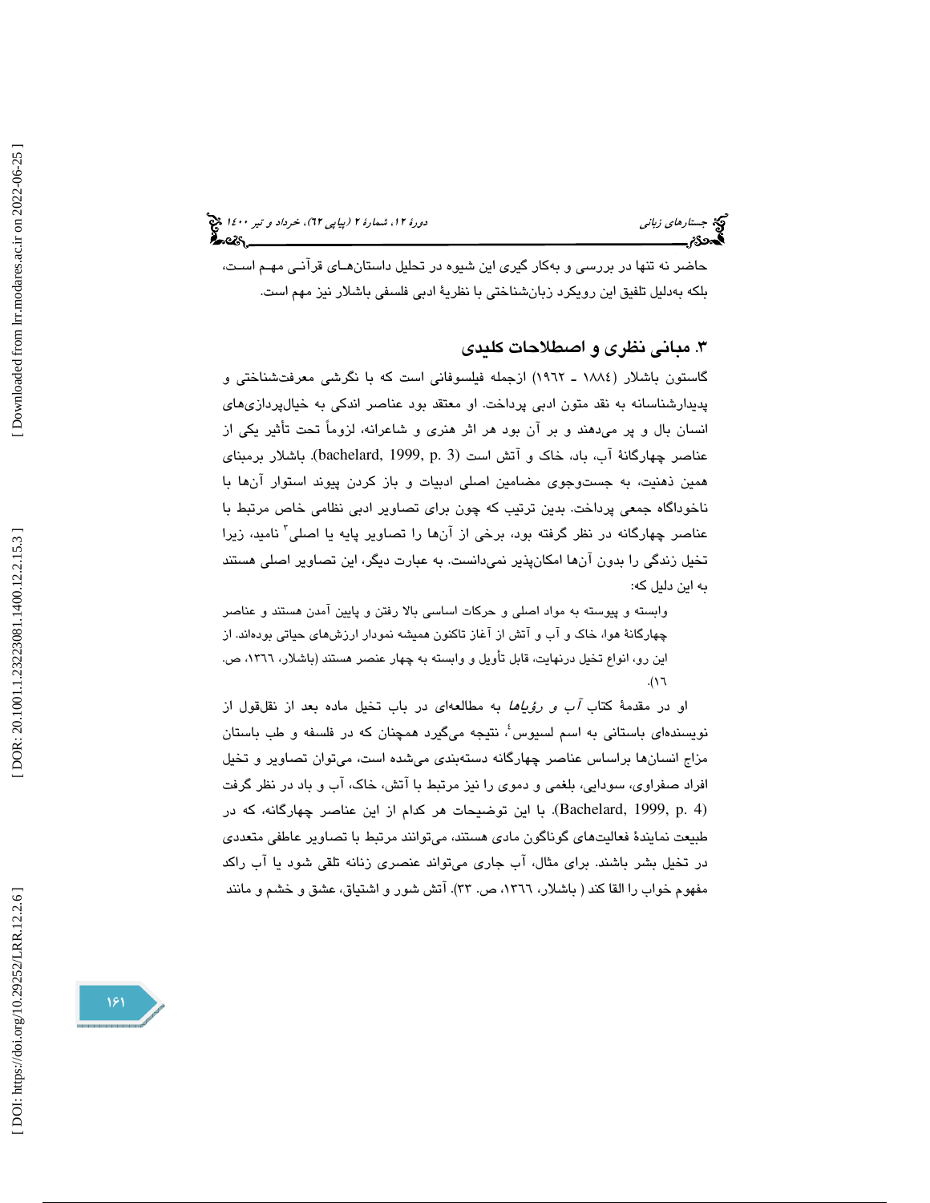حاضر نه تنها در بررسی و به‌کار گیری این شیوه در تحلیل داستان‌های قرآنی مهم است، بلکه به‌دلیل تلفیق این رویکرد زبان‌شناختی با نظریهٔ ادبی فلسفی باشلار نیز مهم است.

## ۳. مبانی نظری و اصطلاحات کلیدی

گاستون باشلار (۱۸۸٤ ـ ۱۹٦۲) ازجمله فیلسوفانی است که با نگرشی معرفت‌شناختی و پدیدارشناسانه به نقد متون ادبی پرداخت. او معتقد بود عناصر اندکی به خیال‌پردازی‌های انسان بال و پر می‌دهند و بر آن بود هر اثر هنری و شاعرانه، لزوماً تحت تأثیر یکی از عناصر چهارگانهٔ آب، باد، خاک و آتش است (bachelard, 1999, p. 3). باشلار برمبنای همین ذهنیت، به جست‌وجوی مضامین اصلی ادبیات و باز کردن پیوند استوار آن‌ها با ناخودآگاه جمعی پرداخت. بدین ترتیب که چون برای تصاویر ادبی نظامی خاص مرتبط با عناصر چهارگانه در نظر گرفته بود، برخی از آن‌ها را تصاویر پایه یا اصلی[3] نامید، زیرا تخیل زندگی را بدون آن‌ها امکان‌پذیر نمی‌دانست. به عبارت دیگر، این تصاویر اصلی هستند به این دلیل که:

> وابسته و پیوسته به مواد اصلی و حرکات اساسی بالا رفتن و پایین آمدن هستند و عناصر چهارگانهٔ هوا، خاک و آب و آتش از آغاز تاکنون همیشه نمودار ارزش‌های حیاتی بوده‌اند. از این رو، انواع تخیل درنهایت، قابل تأویل و وابسته به چهار عنصر هستند (باشلار، ۱۳٦٦، ص. ۱٦).

او در مقدمهٔ کتاب *آب و رؤیاها* به مطالعه‌ای در باب تخیل ماده بعد از نقل‌قول از نویسنده‌ای باستانی به اسم لسیوس[4]، نتیجه می‌گیرد همچنان که در فلسفه و طب باستان مزاج انسان‌ها براساس عناصر چهارگانه دسته‌بندی می‌شده است، می‌توان تصاویر و تخیل افراد صفراوی، سودایی، بلغمی و دموی را نیز مرتبط با آتش، خاک، آب و باد در نظر گرفت (Bachelard, 1999, p. 4). با این توضیحات هر کدام از این عناصر چهارگانه، که در طبیعت نمایندهٔ فعالیت‌های گوناگون مادی هستند، می‌توانند مرتبط با تصاویر عاطفی متعددی در تخیل بشر باشند. برای مثال، آب جاری می‌تواند عنصری زنانه تلقی شود یا آب راکد مفهوم خواب را القا کند ( باشلار، ۱۳٦٦، ص. ۳۳). آتش شور و اشتیاق، عشق و خشم و مانند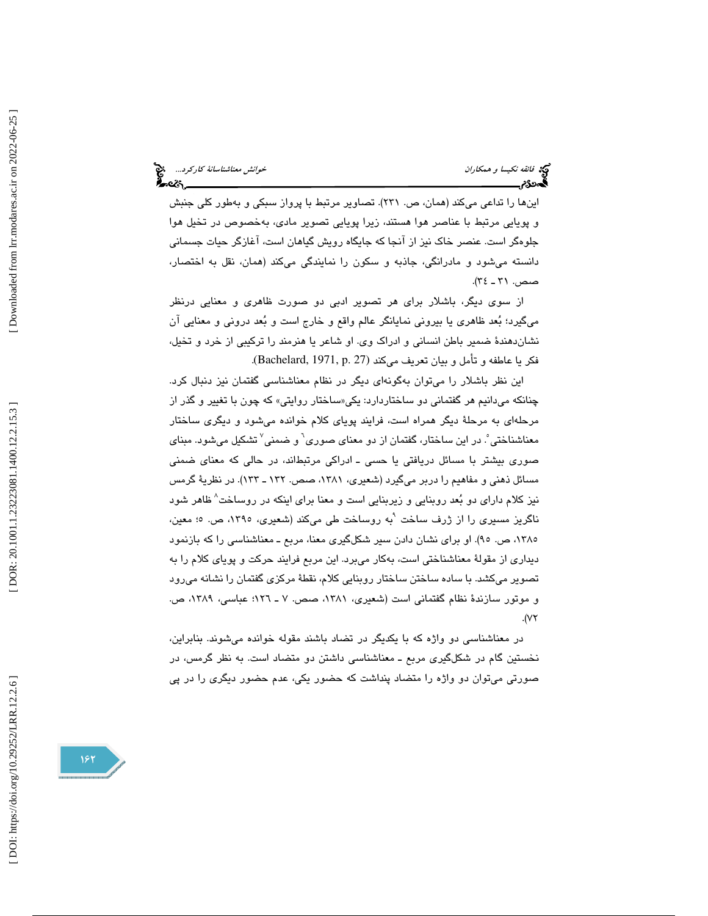این‌ها را تداعی می‌کند (همان، ص. ۲۳۱). تصاویر مرتبط با پرواز سبکی و به‌طور کلی جنبش و پویایی مرتبط با عناصر هوا هستند، زیرا پویایی تصویر مادی، به‌خصوص در تخیل هوا جلوه‌گر است. عنصر خاک نیز از آنجا که جایگاه رویش گیاهان است، آغازگر حیات جسمانی دانسته می‌شود و مادرانگی، جاذبه و سکون را نمایندگی می‌کند (همان، نقل به اختصار، صص. ۳۱ ـ ۳٤).

از سوی دیگر، باشلار برای هر تصویر ادبی دو صورت ظاهری و معنایی درنظر می‌گیرد؛ بُعد ظاهری یا بیرونی نمایانگر عالم واقع و خارج است و بُعد درونی و معنایی آن نشان‌دهندهٔ ضمیر باطن انسانی و ادراک وی. او شاعر یا هنرمند را ترکیبی از خرد و تخیل، فکر یا عاطفه و تأمل و بیان تعریف می‌کند (Bachelard, 1971, p. 27).

این نظر باشلار را می‌توان به‌گونه‌ای دیگر در نظام معناشناسی گفتمان نیز دنبال کرد. چنانکه می‌دانیم هر گفتمانی دو ساختاردارد: یکی«ساختار روایتی» که چون با تغییر و گذر از مرحله‌ای به مرحلهٔ دیگر همراه است، فرایند پویای کلام خوانده می‌شود و دیگری ساختار معناشناختی[5]. در این ساختار، گفتمان از دو معنای صوری[6] و ضمنی[7] تشکیل می‌شود. مبنای صوری بیشتر با مسائل دریافتی یا حسی ـ ادراکی مرتبطاند، در حالی که معنای ضمنی مسائل ذهنی و مفاهیم را دربر می‌گیرد (شعیری، ۱۳۸۱، صص. ۱۳۲ ـ ۱۳۳). در نظریهٔ گرمس نیز کلام دارای دو بُعد روبنایی و زیربنایی است و معنا برای اینکه در روساخت[8] ظاهر شود ناگریز مسیری را از ژرف ساخت [9]به روساخت طی می‌کند (شعیری، ۱۳۹۵، ص. ٥؛ معین، ۱۳۸٥، ص. ۹٥). او برای نشان دادن سیر شکل‌گیری معنا، مربع ـ معناشناسی را که بازنمود دیداری از مقولهٔ معناشناختی است، به‌کار می‌برد. این مربع فرایند حرکت و پویای کلام را به تصویر می‌کشد. با ساده ساختن ساختار روبنایی کلام، نقطهٔ مرکزی گفتمان را نشانه می‌رود و موتور سازندهٔ نظام گفتمانی است (شعیری، ۱۳۸۱، صص. ۷ ـ ۱۲٦؛ عباسی، ۱۳۸۹، ص. ۷۲).

در معناشناسی دو واژه که با یکدیگر در تضاد باشند مقوله خوانده می‌شوند. بنابراین، نخستین گام در شکل‌گیری مربع ـ معناشناسی داشتن دو متضاد است. به نظر گرمس، در صورتی می‌توان دو واژه را متضاد پنداشت که حضور یکی، عدم حضور دیگری را در پی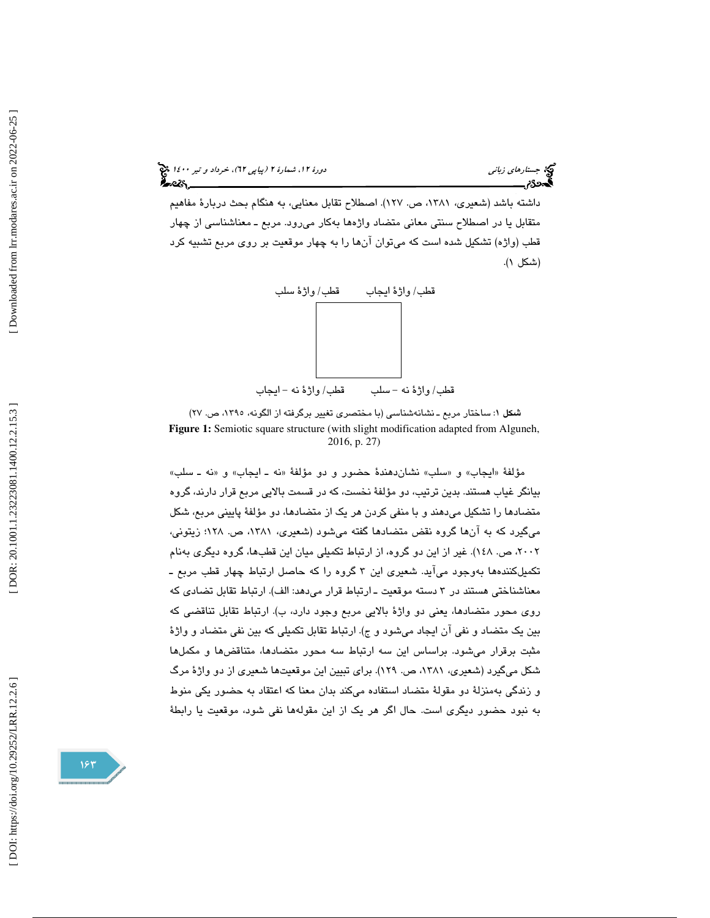داشته باشد (شعیری، ۱۳۸۱، ص. ۱۲۷). اصطلاح تقابل معنایی، به هنگام بحث دربارهٔ مفاهیم متقابل یا در اصطلاح سنتی معانی متضاد واژه‌ها به‌کار می‌رود. مربع ـ معناشناسی از چهار قطب (واژه) تشکیل شده است که می‌توان آن‌ها را به چهار موقعیت بر روی مربع تشبیه کرد (شکل ۱).

قطب/ واژهٔ ایجاب　　قطب/ واژهٔ سلب

قطب/ واژهٔ نه – سلب　　قطب/ واژهٔ نه – ایجاب

**شکل ۱**: ساختار مربع ـ نشانه‌شناسی (با مختصری تغییر برگرفته از الگونه، ۱۳۹۵، ص. ۲۷)

**Figure 1:** Semiotic square structure (with slight modification adapted from Alguneh, 2016, p. 27)

مؤلفهٔ «ایجاب» و «سلب» نشان‌دهندهٔ حضور و دو مؤلفهٔ «نه ـ ایجاب» و «نه ـ سلب» بیانگر غیاب هستند. بدین ترتیب، دو مؤلفهٔ نخست، که در قسمت بالایی مربع قرار دارند، گروه متضادها را تشکیل می‌دهند و با منفی کردن هر یک از متضادها، دو مؤلفهٔ پایینی مربع، شکل می‌گیرد که به آن‌ها گروه نقض متضادها گفته می‌شود (شعیری، ۱۳۸۱، ص. ۱۲۸؛ زیتونی، ۲۰۰۲، ص. ۱٤۸). غیر از این دو گروه، از ارتباط تکمیلی میان این قطب‌ها، گروه دیگری به‌نام تکمیل‌کننده‌ها به‌وجود می‌آید. شعیری این ۳ گروه را که حاصل ارتباط چهار قطب مربع ـ معناشناختی هستند در ۳ دسته موقعیت ـ ارتباط قرار می‌دهد: الف). ارتباط تقابل تضادی که روی محور متضادها، یعنی دو واژهٔ بالایی مربع وجود دارد، ب). ارتباط تقابل تناقضی که بین یک متضاد و نفی آن ایجاد می‌شود و ج). ارتباط تقابل تکمیلی که بین نفی متضاد و واژهٔ مثبت برقرار می‌شود. براساس این سه ارتباط سه محور متضادها، متناقض‌ها و مکمل‌ها شکل می‌گیرد (شعیری، ۱۳۸۱، ص. ۱۲۹). برای تبیین این موقعیت‌ها شعیری از دو واژهٔ مرگ و زندگی به‌منزلهٔ دو مقولهٔ متضاد استفاده می‌کند بدان معنا که اعتقاد به حضور یکی منوط به نبود حضور دیگری است. حال اگر هر یک از این مقوله‌ها نفی شود، موقعیت یا رابطهٔ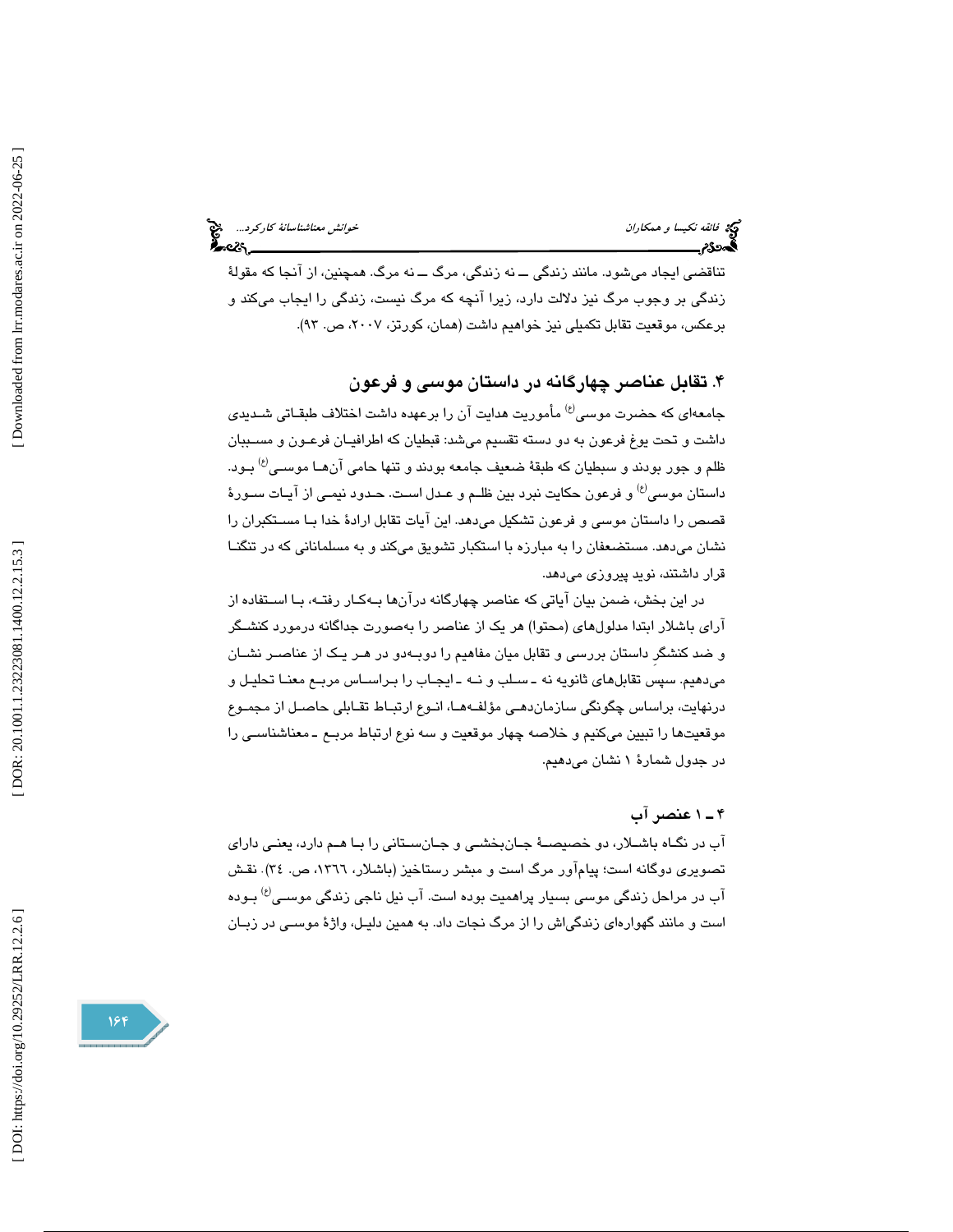تناقضی ایجاد می‌شود. مانند زندگی ــ نه زندگی، مرگ ــ نه مرگ. همچنین، از آنجا که مقولهٔ زندگی بر وجوب مرگ نیز دلالت دارد، زیرا آنچه که مرگ نیست، زندگی را ایجاب می‌کند و برعکس، موقعیت تقابل تکمیلی نیز خواهیم داشت (همان، کورتز، ۲۰۰۷، ص. ۹۳).

## ۴. تقابل عناصر چهارگانه در داستان موسی و فرعون

جامعه‌ای که حضرت موسی(ع) مأموریت هدایت آن را برعهده داشت اختلاف طبقاتی شدیدی داشت و تحت یوغ فرعون به دو دسته تقسیم می‌شد: قبطیان که اطرافیان فرعون و مسببان ظلم و جور بودند و سبطیان که طبقهٔ ضعیف جامعه بودند و تنها حامی آن‌ها موسی(ع) بود. داستان موسی(ع) و فرعون حکایت نبرد بین ظلم و عدل است. حدود نیمی از آیات سورهٔ قصص را داستان موسی و فرعون تشکیل می‌دهد. این آیات تقابل ارادهٔ خدا با مستکبران را نشان می‌دهد. مستضعفان را به مبارزه با استکبار تشویق می‌کند و به مسلمانانی که در تنگنا قرار داشتند، نوید پیروزی می‌دهد.

در این بخش، ضمن بیان آیاتی که عناصر چهارگانه درآن‌ها به‌کار رفته، با استفاده از آرای باشلار ابتدا مدلول‌های (محتوا) هر یک از عناصر را به‌صورت جداگانه درمورد کنشگر و ضد کنشگرِ داستان بررسی و تقابل میان مفاهیم را دوبه‌دو در هر یک از عناصر نشان می‌دهیم. سپس تقابل‌های ثانویه نه ـ سلب و نه ـ ایجاب را براساس مربع معنا تحلیل و درنهایت، براساس چگونگی سازمان‌دهی مؤلفه‌ها، انوع ارتباط تقابلی حاصل از مجموع موقعیت‌ها را تبیین می‌کنیم و خلاصه چهار موقعیت و سه نوع ارتباط مربع ـ معناشناسی را در جدول شمارهٔ ۱ نشان می‌دهیم.

### ۴ ـ ۱ عنصر آب

آب در نگاه باشلار، دو خصیصهٔ جان‌بخشی و جان‌ستانی را با هم دارد، یعنی دارای تصویری دوگانه است؛ پیام‌آور مرگ است و مبشر رستاخیز (باشلار، ١٣٦٦، ص. ٣٤). نقش آب در مراحل زندگی موسی بسیار پراهمیت بوده است. آب نیل ناجی زندگی موسی(ع) بوده است و مانند گهواره‌ای زندگی‌اش را از مرگ نجات داد. به همین دلیل، واژهٔ موسی در زبان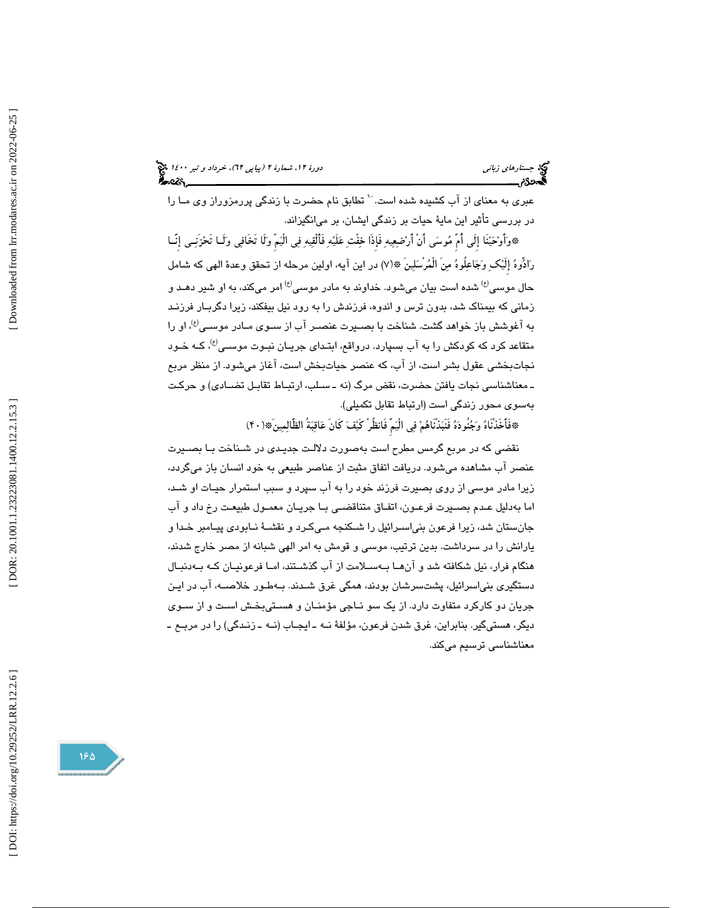عبری به معنای از آب کشیده شده است.[10] تطابق نام حضرت با زندگی پررمزوراز وی مـا را در بررسی تأثیر این مایهٔ حیات بر زندگی ایشان، بر می‌انگیزاند.

﴿وَأَوْحَيْنَا إِلَى أُمِّ مُوسَى أَنْ أَرْضِعِيهِ فَإِذَا خِفْتِ عَلَيْهِ فَأَلْقِيهِ فِي الْيَمِّ وَلَا تَخَافِي وَلَا تَحْزَنِي إِنَّا رَادُّوهُ إِلَيْكِ وَجَاعِلُوهُ مِنَ الْمُرْسَلِينَ﴾(۷) در این آیه، اولین مرحله از تحقق وعدهٔ الهی که شامل حال موسی(ع) شده است بیان می‌شود. خداوند به مادر موسی(ع) امر می‌کند، به او شیر دهـد و زمانی که بیمناک شد، بدون ترس و اندوه، فرزندش را به رود نیل بیفکند، زیرا دگربـار فرزنـد به آغوشش باز خواهد گشت. شناخت با بصیرت عنصـر آب از سـوی مـادر موسـی(ع)، او را متقاعد کرد که کودکش را به آب بسپارد. درواقع، ابتـدای جریـان نبـوت موسـی(ع)، کـه خـود نجات‌بخشی عقول بشر است، از آب، که عنصر حیات‌بخش است، آغاز می‌شود. از منظر مربع ـ معناشناسی نجات یافتن حضرت، نقض مرگ (نه ـ سلب، ارتبـاط تقابـل تضـادی) و حرکت به‌سوی محور زندگی است (ارتباط تقابل تکمیلی).

﴿فَأَخَذْنَاهُ وَجُنُودَهُ فَنَبَذْنَاهُمْ فِي الْيَمِّ فَانظُرْ كَيْفَ كَانَ عَاقِبَةُ الظَّالِمِينَ﴾(۴۰)

نقضی که در مربع گرمس مطرح است به‌صورت دلالـت جدیـدی در شـناخت بـا بصـیرت عنصر آب مشاهده می‌شود. دریافت اتفاق مثبت از عناصر طبیعی به خود انسان باز می‌گردد، زیرا مادر موسی از روی بصیرت فرزند خود را به آب سپرد و سبب استمرار حیـات او شـد، اما به‌دلیل عـدم بصـیرت فرعـون، اتفـاق متناقضـی بـا جریـان معمـول طبیعـت رخ داد و آب جان‌ستان شد، زیرا فرعون بنی‌اسـرائیل را شـکنجه مـی‌کـرد و نقشـهٔ نـابودی پیـامبر خـدا و یارانش را در سرداشت. بدین ترتیب، موسی و قومش به امر الهی شبانه از مصر خارج شدند، هنگام فرار، نیل شکافته شد و آن‌هـا بـه‌سـلامت از آب گذشـتند، امـا فرعونیـان کـه بـه‌دنبـال دستگیری بنی‌اسرائیل، پشت‌سرشان بودند، همگی غرق شـدند. بـه‌طـور خلاصـه، آب در ایـن جریان دو کارکرد متفاوت دارد. از یک سو نـاجی مؤمنـان و هسـتی‌بخـش اسـت و از سـوی دیگر، هستی‌گیر. بنابراین، غرق شدن فرعون، مؤلفهٔ نـه ـ ایجـاب (نـه ـ زنـدگی) را در مربـع ـ معناشناسی ترسیم می‌کند.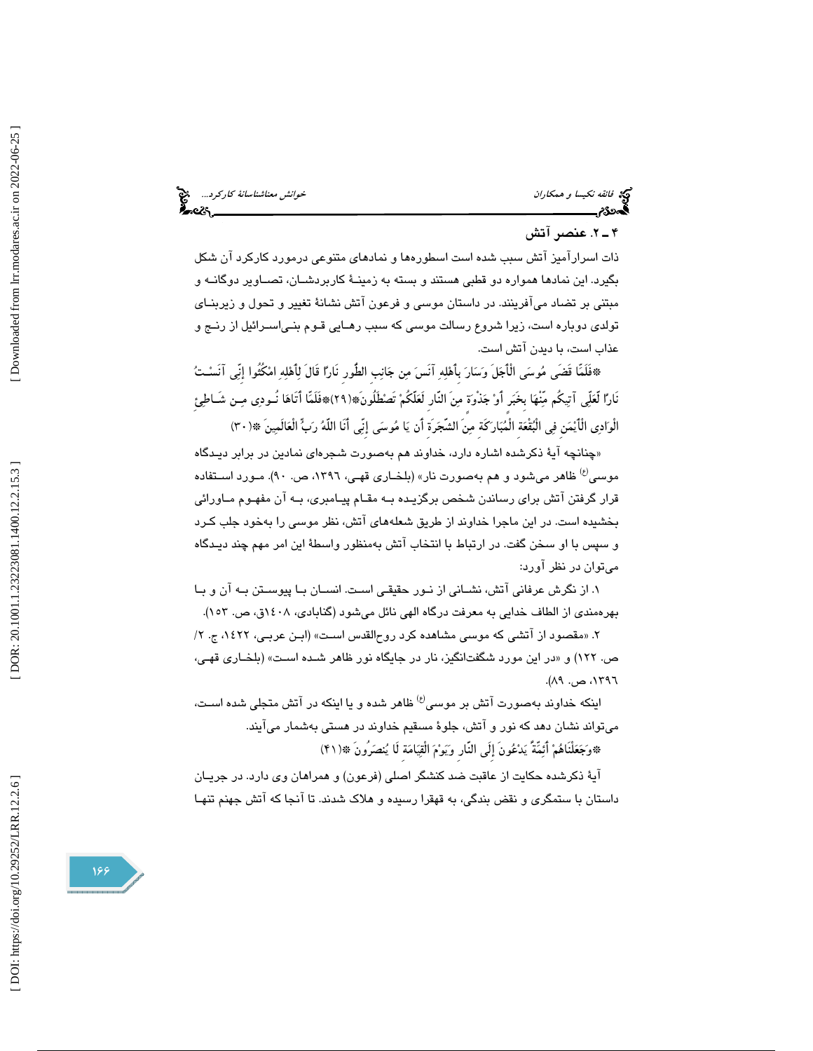### ۴ ـ ۲. عنصر آتش

ذات اسرارآمیز آتش سبب شده است اسطوره‌ها و نمادهای متنوعی درمورد کارکرد آن شکل بگیرد. این نمادها همواره دو قطبی هستند و بسته به زمینهٔ کاربردشان، تصاویر دوگانه و مبتنی بر تضاد می‌آفرینند. در داستان موسی و فرعون آتش نشانهٔ تغییر و تحول و زیربنای تولدی دوباره است، زیرا شروع رسالت موسی که سبب رهایی قوم بنی‌اسرائیل از رنج و عذاب است، با دیدن آتش است.

﴿فَلَمَّا قَضَى مُوسَى الْأَجَلَ وَسَارَ بِأَهْلِهِ آنَسَ مِن جَانِبِ الطُّورِ نَارًا قَالَ لِأَهْلِهِ امْكُثُوا إِنِّي آنَسْتُ نَارًا لَّعَلِّي آتِيكُم مِّنْهَا بِخَبَرٍ أَوْ جَذْوَةٍ مِنَ النَّارِ لَعَلَّكُمْ تَصْطَلُونَ﴾(۲۹)﴿فَلَمَّا أَتَاهَا نُودِيَ مِن شَاطِئِ الْوَادِي الْأَيْمَنِ فِي الْبُقْعَةِ الْمُبَارَكَةِ مِنَ الشَّجَرَةِ أَن يَا مُوسَى إِنِّي أَنَا اللَّهُ رَبُّ الْعَالَمِينَ﴾(۳۰)

«چنانچه آیهٔ ذکرشده اشاره دارد، خداوند هم به‌صورت شجره‌ای نمادین در برابر دیدگاه موسی(ع) ظاهر می‌شود و هم به‌صورت نار» (بلخاری قهی، ۱۳۹۶، ص. ۹۰). مورد استفاده قرار گرفتن آتش برای رساندن شخص برگزیده به مقام پیامبری، به آن مفهوم ماورائی بخشیده است. در این ماجرا خداوند از طریق شعله‌های آتش، نظر موسی را به‌خود جلب کرد و سپس با او سخن گفت. در ارتباط با انتخاب آتش به‌منظور واسطهٔ این امر مهم چند دیدگاه می‌توان در نظر آورد:

۱. از نگرش عرفانی آتش، نشانی از نور حقیقی است. انسان با پیوستن به آن و با بهره‌مندی از الطاف خدایی به معرفت درگاه الهی نائل می‌شود (گنابادی، ۱۴۰۸ق، ص. ۱۵۳).

۲. «مقصود از آتشی که موسی مشاهده کرد روح‌القدس است» (ابن عربی، ۱۴۲۲، ج. ۲/ ص. ۱۲۲) و «در این مورد شگفت‌انگیز، نار در جایگاه نور ظاهر شده است» (بلخاری قهی، ۱۳۹۶، ص. ۸۹).

اینکه خداوند به‌صورت آتش بر موسی(ع) ظاهر شده و یا اینکه در آتش متجلی شده است، می‌تواند نشان دهد که نور و آتش، جلوهٔ مستقیم خداوند در هستی به‌شمار می‌آیند.

﴿وَجَعَلْنَاهُمْ أَئِمَّةً يَدْعُونَ إِلَى النَّارِ وَيَوْمَ الْقِيَامَةِ لَا يُنصَرُونَ﴾(۴۱)

آیهٔ ذکرشده حکایت از عاقبت ضد کنشگر اصلی (فرعون) و همراهان وی دارد. در جریان داستان با ستمگری و نقض بندگی، به قهقرا رسیده و هلاک شدند. تا آنجا که آتش جهنم تنها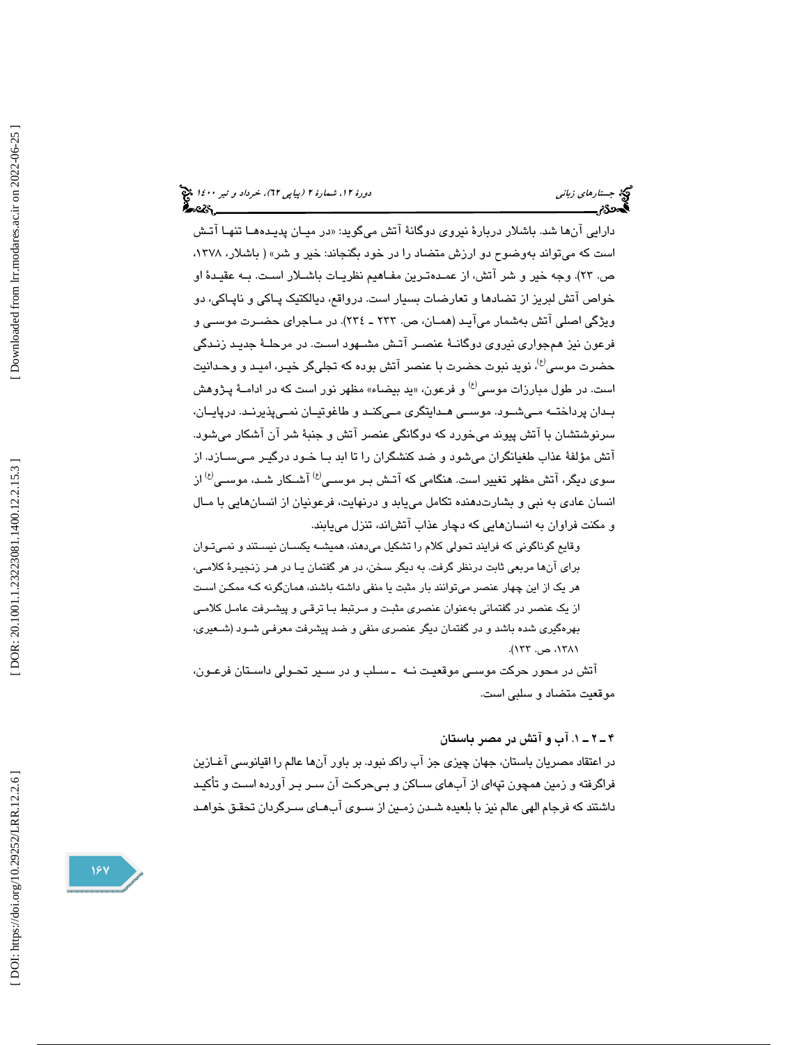دارایی آن‌ها شد. باشلار دربارهٔ نیروی دوگانهٔ آتش می‌گوید: «در میان پدیده‌ها تنها آتش است که می‌تواند به‌وضوح دو ارزش متضاد را در خود بگنجاند: خیر و شر» ( باشلار، ۱۳۷۸، ص. ۲۳). وجه خیر و شر آتش، از عمده‌ترین مفاهیم نظریات باشلار است. به عقیدهٔ او خواص آتش لبریز از تضادها و تعارضات بسیار است. درواقع، دیالکتیک پاکی و ناپاکی، دو ویژگی اصلی آتش به‌شمار می‌آید (همان، ص. ۲۳۳ ـ ۲۳٤). در ماجرای حضرت موسی و فرعون نیز هم‌جواری نیروی دوگانهٔ عنصر آتش مشهود است. در مرحلهٔ جدید زندگی حضرت موسی(ع)، نوید نبوت حضرت با عنصر آتش بوده که تجلی‌گر خیر، امید و وحدانیت است. در طول مبارزات موسی(ع) و فرعون، «ید بیضاء» مظهر نور است که در ادامهٔ پژوهش بدان پرداخته می‌شود. موسی هدایتگری می‌کند و طاغوتیان نمی‌پذیرند. درپایان، سرنوشتشان با آتش پیوند می‌خورد که دوگانگی عنصر آتش و جنبهٔ شر آن آشکار می‌شود. آتش مؤلفهٔ عذاب طغیانگران می‌شود و ضد کنشگران را تا ابد با خود درگیر می‌سازد. از سوی دیگر، آتش مظهر تغییر است. هنگامی که آتش بر موسی(ع) آشکار شد، موسی(ع) از انسان عادی به نبی و بشارت‌دهنده تکامل می‌یابد و درنهایت، فرعونیان از انسان‌هایی با مال و مکنت فراوان به انسان‌هایی که دچار عذاب آتش‌اند، تنزل می‌یابند.

> وقایع گوناگونی که فرایند تحولی کلام را تشکیل می‌دهند، همیشه یکسان نیستند و نمی‌توان برای آن‌ها مربعی ثابت درنظر گرفت. به دیگر سخن، در هر گفتمان یا در هر زنجیرهٔ کلامی، هر یک از این چهار عنصر می‌توانند بار مثبت یا منفی داشته باشند، همان‌گونه که ممکن است از یک عنصر در گفتمانی به‌عنوان عنصری مثبت و مرتبط با ترقی و پیشرفت عامل کلامی بهره‌گیری شده باشد و در گفتمان دیگر عنصری منفی و ضد پیشرفت معرفی شود (شعیری، ۱۳۸۱، ص. ۱۳۳).

آتش در محور حرکت موسی موقعیت نه ـ سلب و در سیر تحولی داستان فرعون، موقعیت متضاد و سلبی است.

### ۴ ـ ۲ ـ ۱. آب و آتش در مصر باستان

در اعتقاد مصریان باستان، جهان چیزی جز آب راکد نبود. بر باور آن‌ها عالم را اقیانوسی آغازین فراگرفته و زمین همچون تپه‌ای از آب‌های ساکن و بی‌حرکت آن سر بر آورده است و تأکید داشتند که فرجام الهی عالم نیز با بلعیده شدن زمین از سوی آب‌های سرگردان تحقق خواهد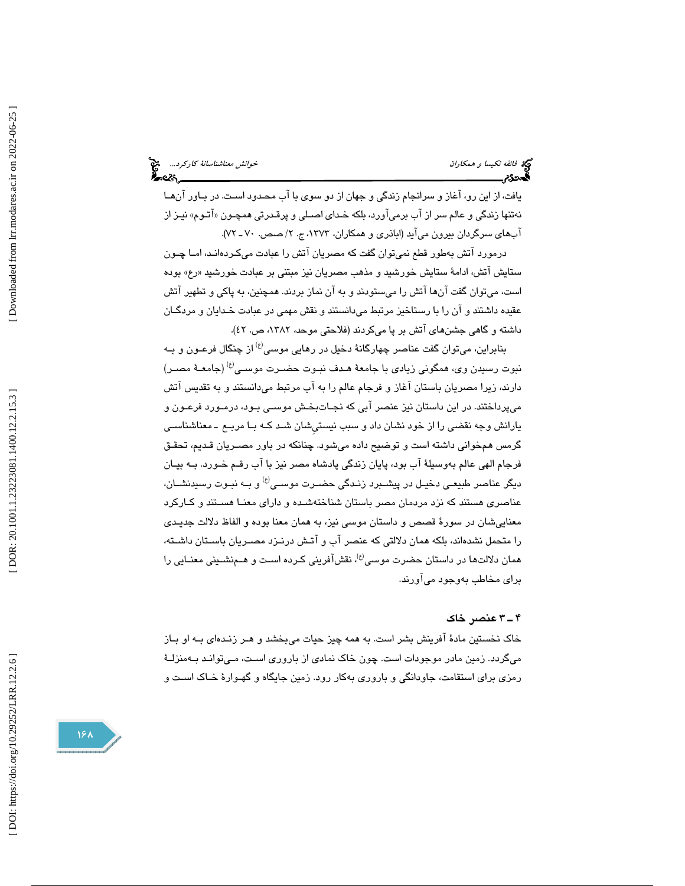یافت، از این رو، آغاز و سرانجام زندگی و جهان از دو سوی با آب محدود است. در باور آن‌ها نه‌تنها زندگی و عالم سر از آب برمی‌آورد، بلکه خدای اصلی و پرقدرتی همچون «آتوم» نیز از آب‌های سرگردان بیرون می‌آید (اباذری و همکاران، ۱۳۷۳، ج. ۲/ صص. ۷۰ ـ ۷۲).

درمورد آتش به‌طور قطع نمی‌توان گفت که مصریان آتش را عبادت می‌کرده‌اند، اما چون ستایش آتش، ادامهٔ ستایش خورشید و مذهب مصریان نیز مبتنی بر عبادت خورشید «رع» بوده است، می‌توان گفت آن‌ها آتش را می‌ستودند و به آن نماز بردند. همچنین، به پاکی و تطهیر آتش عقیده داشتند و آن را با رستاخیز مرتبط می‌دانستند و نقش مهمی در عبادت خدایان و مردگان داشته و گاهی جشن‌های آتش بر پا می‌کردند (فلاحتی موحد، ۱۳۸۲، ص. ٤٢).

بنابراین، می‌توان گفت عناصر چهارگانهٔ دخیل در رهایی موسی(ع) از چنگال فرعون و به نبوت رسیدن وی، همگونی زیادی با جامعهٔ هدف نبوت حضرت موسی(ع) (جامعهٔ مصر) دارند، زیرا مصریان باستان آغاز و فرجام عالم را به آب مرتبط می‌دانستند و به تقدیس آتش می‌پرداختند. در این داستان نیز عنصر آبی که نجات‌بخش موسی بود، درمورد فرعون و یارانش وجه نقضی را از خود نشان داد و سبب نیستی‌شان شد که با مربع ـ معناشناسی گرمس همخوانی داشته است و توضیح داده می‌شود. چنانکه در باور مصریان قدیم، تحقق فرجام الهی عالم به‌وسیلهٔ آب بود، پایان زندگی پادشاه مصر نیز با آب رقم خورد. به بیان دیگر عناصر طبیعی دخیل در پیشبرد زندگی حضرت موسی(ع) و به نبوت رسیدنشان، عناصری هستند که نزد مردمان مصر باستان شناخته‌شده و دارای معنا هستند و کارکرد معنایی‌شان در سورهٔ قصص و داستان موسی نیز، به همان معنا بوده و الفاظ دلالت جدیدی را متحمل نشده‌اند، بلکه همان دلالتی که عنصر آب و آتش درنزد مصریان باستان داشته، همان دلالت‌ها در داستان حضرت موسی(ع)، نقش‌آفرینی کرده است و هم‌نشینی معنایی را برای مخاطب به‌وجود می‌آورند.

#### ۴ ـ ۳ عنصر خاک

خاک نخستین مادهٔ آفرینش بشر است. به همه چیز حیات می‌بخشد و هر زنده‌ای به او باز می‌گردد. زمین مادر موجودات است. چون خاک نمادی از باروری است، می‌تواند به‌منزلهٔ رمزی برای استقامت، جاودانگی و باروری به‌کار رود. زمین جایگاه و گهوارهٔ خاک است و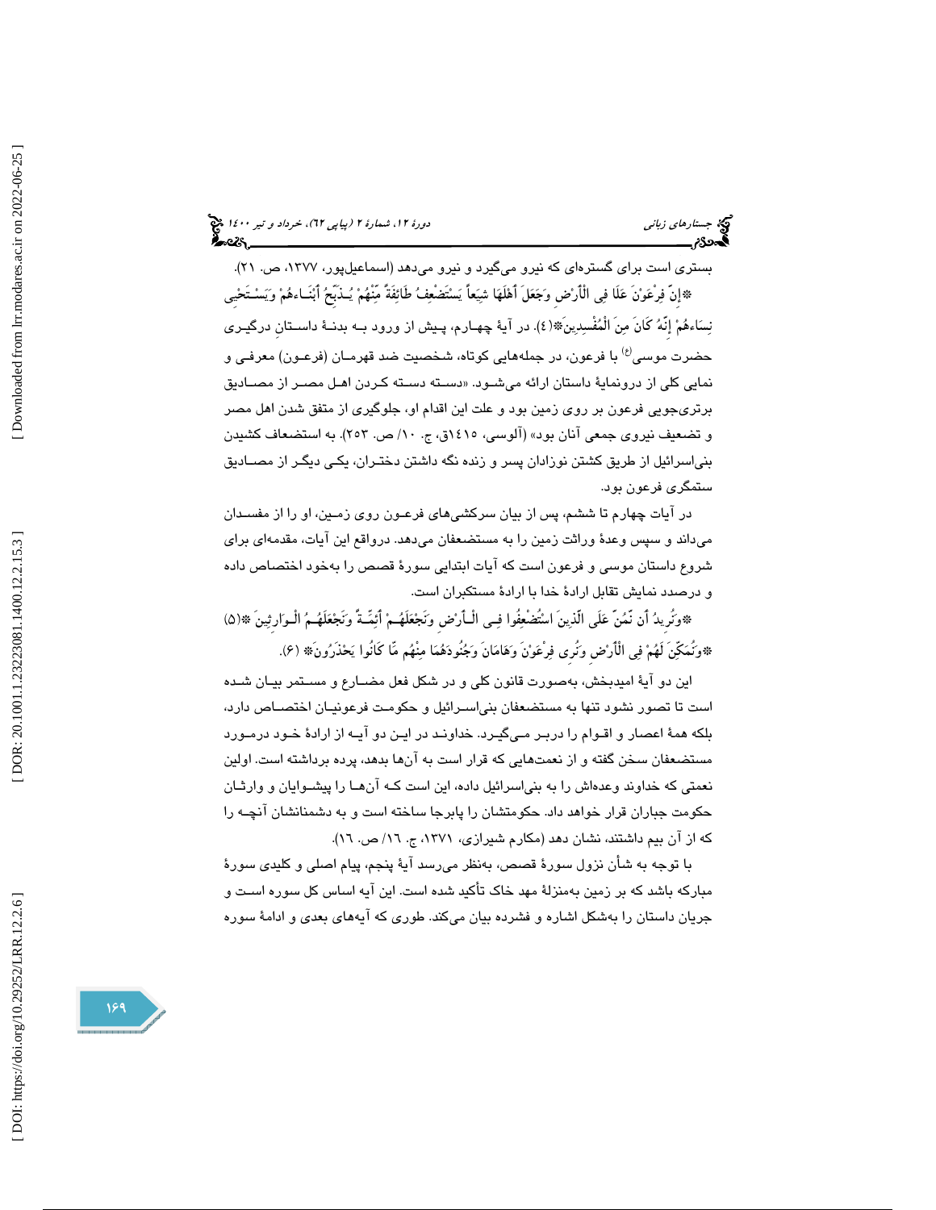بستری است برای گستره‌ای که نیرو می‌گیرد و نیرو می‌دهد (اسماعیل‌پور، ۱۳۷۷، ص. ۲۱).

﴿إِنَّ فِرْعَوْنَ عَلَا فِي الْأَرْضِ وَجَعَلَ أَهْلَهَا شِيَعاً يَسْتَضْعِفُ طَائِفَةً مِّنْهُمْ يُذَبِّحُ أَبْنَاءهُمْ وَيَسْتَحْيِي نِسَاءهُمْ إِنَّهُ كَانَ مِنَ الْمُفْسِدِينَ﴾(٤). در آیهٔ چهارم، پیش از ورود به بدنهٔ داستانِ درگیری حضرت موسی^(ع) با فرعون، در جمله‌هایی کوتاه، شخصیت ضد قهرمان (فرعون) معرفی و نمایی کلی از درونمایهٔ داستان ارائه می‌شود. «دسته دسته کردن اهل مصر از مصادیق برتری‌جویی فرعون بر روی زمین بود و علت این اقدام او، جلوگیری از متفق شدن اهل مصر و تضعیف نیروی جمعی آنان بود» (آلوسی، ١٤١٥ق، ج. ١٠/ ص. ٢٥٣). به استضعاف کشیدن بنی‌اسرائیل از طریق کشتن نوزادان پسر و زنده نگه داشتن دختران، یکی دیگر از مصادیق ستمگری فرعون بود.

در آیات چهارم تا ششم، پس از بیان سرکشی‌های فرعون روی زمین، او را از مفسدان می‌داند و سپس وعدهٔ وراثت زمین را به مستضعفان می‌دهد. درواقع این آیات، مقدمه‌ای برای شروع داستان موسی و فرعون است که آیات ابتدایی سورهٔ قصص را به‌خود اختصاص داده و درصدد نمایش تقابل ارادهٔ خدا با ارادهٔ مستکبران است.

﴿وَنُرِيدُ أَن نَّمُنَّ عَلَى الَّذِينَ اسْتُضْعِفُوا فِي الْأَرْضِ وَنَجْعَلَهُمْ أَئِمَّةً وَنَجْعَلَهُمُ الْوَارِثِينَ﴾(٥) ﴿وَنُمَكِّنَ لَهُمْ فِي الْأَرْضِ وَنُرِي فِرْعَوْنَ وَهَامَانَ وَجُنُودَهُمَا مِنْهُم مَّا كَانُوا يَحْذَرُونَ﴾ (٦).

این دو آیهٔ امیدبخش، به‌صورت قانون کلی و در شکل فعل مضارع و مستمر بیان شده است تا تصور نشود تنها به مستضعفان بنی‌اسرائیل و حکومت فرعونیان اختصاص دارد، بلکه همهٔ اعصار و اقوام را دربر می‌گیرد. خداوند در این دو آیه از ارادهٔ خود درمورد مستضعفان سخن گفته و از نعمت‌هایی که قرار است به آن‌ها بدهد، پرده برداشته است. اولین نعمتی که خداوند وعده‌اش را به بنی‌اسرائیل داده، این است که آن‌ها را پیشوایان و وارثان حکومت جباران قرار خواهد داد. حکومتشان را پابرجا ساخته است و به دشمنانشان آنچه را که از آن بیم داشتند، نشان دهد (مکارم شیرازی، ۱۳۷۱، ج. ۱۶/ ص. ۱۶).

با توجه به شأن نزول سورهٔ قصص، به‌نظر می‌رسد آیهٔ پنجم، پیام اصلی و کلیدی سورهٔ مبارکه باشد که بر زمین به‌منزلهٔ مهد خاک تأکید شده است. این آیه اساس کل سوره است و جریان داستان را به‌شکل اشاره و فشرده بیان می‌کند. طوری که آیه‌های بعدی و ادامهٔ سوره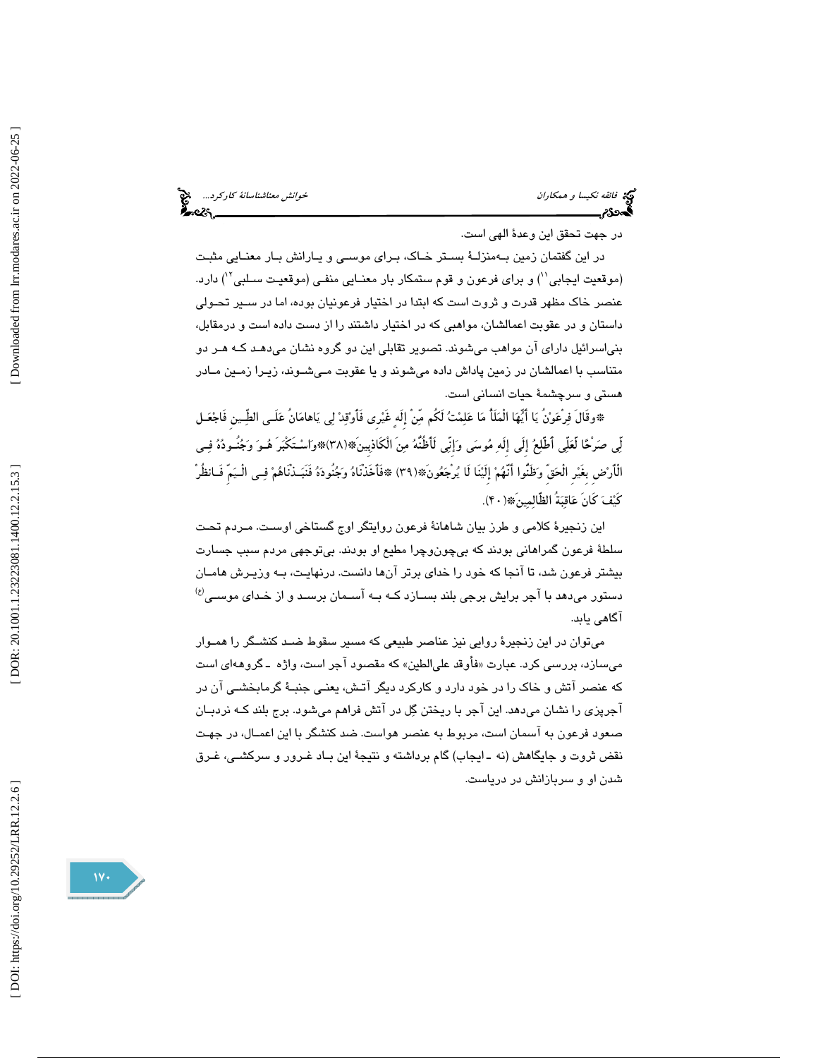در جهت تحقق این وعدهٔ الهی است.

در این گفتمان زمین به‌منزلهٔ بستر خاک، برای موسی و یارانش بار معنایی مثبت (موقعیت ایجابی[11]) و برای فرعون و قوم ستمکار بار معنایی منفی (موقعیت سلبی[12]) دارد. عنصر خاک مظهر قدرت و ثروت است که ابتدا در اختیار فرعونیان بوده، اما در سیر تحولی داستان و در عقوبت اعمالشان، مواهبی که در اختیار داشتند را از دست داده است و درمقابل، بنی‌اسرائیل دارای آن مواهب می‌شوند. تصویر تقابلی این دو گروه نشان می‌دهد که هر دو متناسب با اعمالشان در زمین پاداش داده می‌شوند و یا عقوبت می‌شوند، زیرا زمین مادر هستی و سرچشمهٔ حیات انسانی است.

﴿وقَالَ فِرْعَوْنُ يَا أَيُّهَا الْمَلَأُ مَا عَلِمْتُ لَكُم مِّنْ إِلَهٍ غَيْرِي فَأَوْقِدْ لِي يَاهَامَانُ عَلَى الطِّينِ فَاجْعَل لِّي صَرْحًا لَّعَلِّي أَطَّلِعُ إِلَى إِلَهِ مُوسَى وَإِنِّي لَأَظُنُّهُ مِنَ الْكَاذِبِينَ﴾(۳۸)﴿وَاسْتَكْبَرَ هُوَ وَجُنُودُهُ فِي الْأَرْضِ بِغَيْرِ الْحَقِّ وَظَنُّوا أَنَّهُمْ إِلَيْنَا لَا يُرْجَعُونَ﴾(۳۹) ﴿فَأَخَذْنَاهُ وَجُنُودَهُ فَنَبَذْنَاهُمْ فِي الْيَمِّ فَانظُرْ كَيْفَ كَانَ عَاقِبَةُ الظَّالِمِينَ﴾(۴۰).

این زنجیرهٔ کلامی و طرز بیان شاهانهٔ فرعون روایتگر اوج گستاخی اوست. مردم تحت سلطهٔ فرعون گمراهانی بودند که بی‌چون‌وچرا مطیع او بودند. بی‌توجهی مردم سبب جسارت بیشتر فرعون شد، تا آنجا که خود را خدای برتر آن‌ها دانست. درنهایت، به وزیرش هامان دستور می‌دهد با آجر برایش برجی بلند بسازد که به آسمان برسد و از خدای موسی(ع) آگاهی یابد.

می‌توان در این زنجیرهٔ روایی نیز عناصر طبیعی که مسیر سقوط ضد کنشگر را هموار می‌سازد، بررسی کرد. عبارت «فأوقد علی‌الطین» که مقصود آجر است، واژه ـ گروهه‌ای است که عنصر آتش و خاک را در خود دارد و کارکرد دیگر آتش، یعنی جنبهٔ گرمابخشی آن در آجرپزی را نشان می‌دهد. این آجر با ریختن گِل در آتش فراهم می‌شود. برج بلند که نردبان صعود فرعون به آسمان است، مربوط به عنصر هواست. ضد کنشگر با این اعمال، در جهت نقض ثروت و جایگاهش (نه ـ ایجاب) گام برداشته و نتیجهٔ این باد غرور و سرکشی، غرق شدن او و سربازانش در دریاست.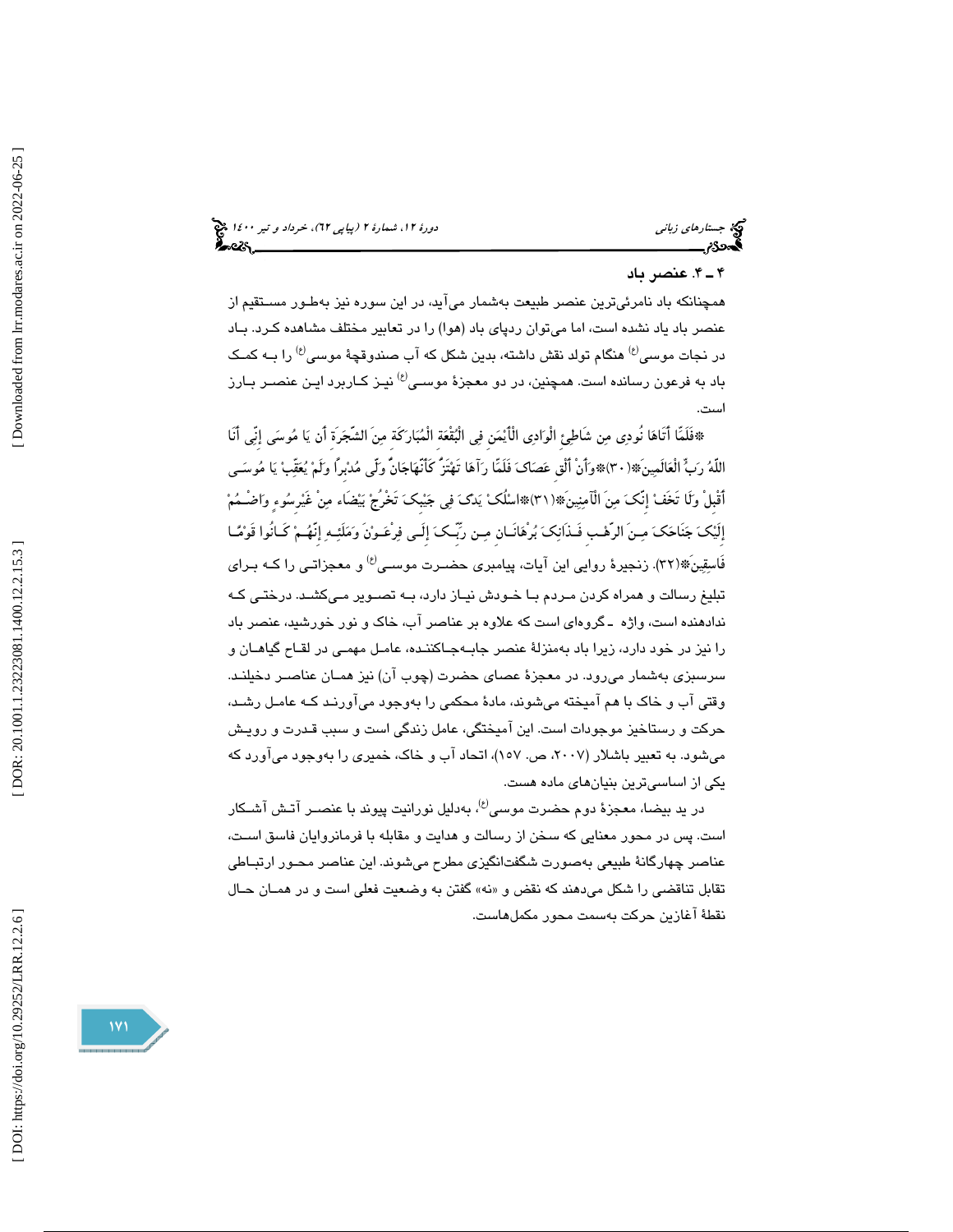## ۴ ـ ۴. عنصر باد

همچنانکه باد نامرئی‌ترین عنصر طبیعت به‌شمار می‌آید، در این سوره نیز به‌طور مستقیم از عنصر باد یاد نشده است، اما می‌توان ردپای باد (هوا) را در تعابیر مختلف مشاهده کرد. باد در نجات موسی(ع) هنگام تولد نقش داشته، بدین شکل که آب صندوقچهٔ موسی(ع) را به کمک باد به فرعون رسانده است. همچنین، در دو معجزهٔ موسی(ع) نیز کاربرد این عنصر بارز است.

﴿فَلَمَّا أَتَاهَا نُودِي مِن شَاطِئِ الْوَادِي الْأَيْمَنِ فِي الْبُقْعَةِ الْمُبَارَكَةِ مِنَ الشَّجَرَةِ أَن يَا مُوسَى إِنِّي أَنَا اللَّهُ رَبُّ الْعَالَمِينَ﴿۳۰﴾وَأَنْ أَلْقِ عَصَاكَ فَلَمَّا رَآهَا تَهْتَزُّ كَأَنَّهَا جَانٌّ وَلَّى مُدْبِرًا وَلَمْ يُعَقِّبْ يَا مُوسَى أَقْبِلْ وَلَا تَخَفْ إِنَّكَ مِنَ الْآمِنِينَ﴿۳۱﴾اسْلُكْ يَدَكَ فِي جَيْبِكَ تَخْرُجْ بَيْضَاءَ مِنْ غَيْرِ سُوءٍ وَاضْمُمْ إِلَيْكَ جَنَاحَكَ مِنَ الرَّهْبِ فَذَانِكَ بُرْهَانَانِ مِن رَّبِّكَ إِلَى فِرْعَوْنَ وَمَلَئِهِ إِنَّهُمْ كَانُوا قَوْمًا فَاسِقِينَ﴿۳۲﴾. زنجیرهٔ روایی این آیات، پیامبری حضرت موسی(ع) و معجزاتی را که برای تبلیغ رسالت و همراه کردن مردم با خودش نیاز دارد، به تصویر می‌کشد. درختی که ندادهنده است، واژه ـ گروه‌ای است که علاوه بر عناصر آب، خاک و نور خورشید، عنصر باد را نیز در خود دارد، زیرا باد به‌منزلهٔ عنصر جابه‌جاکننده، عامل مهمی در لقاح گیاهان و سرسبزی به‌شمار می‌رود. در معجزهٔ عصای حضرت (چوب آن) نیز همان عناصر دخیلند. وقتی آب و خاک با هم آمیخته می‌شوند، مادهٔ محکمی را به‌وجود می‌آورند که عامل رشد، حرکت و رستاخیز موجودات است. این آمیختگی، عامل زندگی است و سبب قدرت و رویش می‌شود. به تعبیر باشلار (۲۰۰۷، ص. ۱۵۷)، اتحاد آب و خاک، خمیری را به‌وجود می‌آورد که یکی از اساسی‌ترین بنیان‌های ماده هست.

در ید بیضا، معجزهٔ دوم حضرت موسی(ع)، به‌دلیل نورانیت پیوند با عنصر آتش آشکار است. پس در محور معنایی که سخن از رسالت و هدایت و مقابله با فرمانروایان فاسق است، عناصر چهارگانهٔ طبیعی به‌صورت شگفت‌انگیزی مطرح می‌شوند. این عناصر محور ارتباطی تقابل تناقضی را شکل می‌دهند که نقض و «نه» گفتن به وضعیت فعلی است و در همان حال نقطهٔ آغازین حرکت به‌سمت محور مکمل‌هاست.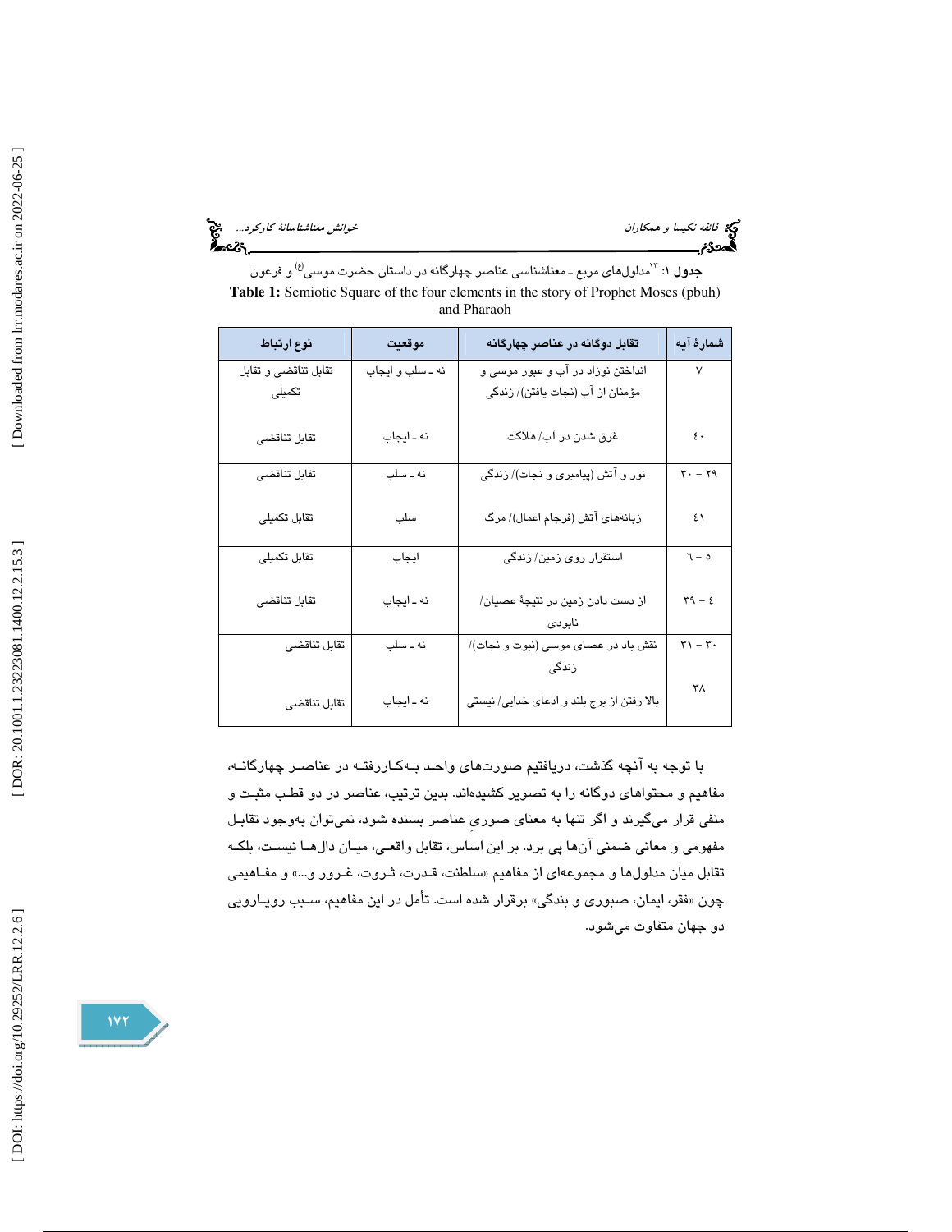**جدول ۱:** [۱۳]مدلول‌های مربع ـ معناشناسی عناصر چهارگانه در داستان حضرت موسی(ع) و فرعون

**Table 1:** Semiotic Square of the four elements in the story of Prophet Moses (pbuh) and Pharaoh

| شمارهٔ آیه | تقابل دوگانه در عناصر چهارگانه | موقعیت | نوع ارتباط |
|---|---|---|---|
| ۷ | انداختن نوزاد در آب و عبور موسی و مؤمنان از آب (نجات یافتن)/ زندگی | نه ـ سلب و ایجاب | تقابل تناقضی و تقابل تکمیلی |
| ٤٠ | غرق شدن در آب/ هلاکت | نه ـ ایجاب | تقابل تناقضی |
| ۲۹ – ۳۰ | نور و آتش (پیامبری و نجات)/ زندگی | نه ـ سلب | تقابل تناقضی |
| ٤١ | زبانه‌های آتش (فرجام اعمال)/ مرگ | سلب | تقابل تکمیلی |
| ٥ – ٦ | استقرار روی زمین/ زندگی | ایجاب | تقابل تکمیلی |
| ٤ – ۳۹ | از دست دادن زمین در نتیجهٔ عصیان/ نابودی | نه ـ ایجاب | تقابل تناقضی |
| ۳۰ – ۳۱ | نقش باد در عصای موسی (نبوت و نجات)/ زندگی | نه ـ سلب | تقابل تناقضی |
| ۳۸ | بالا رفتن از برج بلند و ادعای خدایی/ نیستی | نه ـ ایجاب | تقابل تناقضی |

با توجه به آنچه گذشت، دریافتیم صورت‌های واحد به‌کاررفته در عناصر چهارگانه، مفاهیم و محتواهای دوگانه را به تصویر کشیده‌اند. بدین ترتیب، عناصر در دو قطب مثبت و منفی قرار می‌گیرند و اگر تنها به معنای صوریِ عناصر بسنده شود، نمی‌توان به‌وجود تقابل مفهومی و معانی ضمنی آن‌ها پی برد. بر این اساس، تقابل واقعی، میان دال‌ها نیست، بلکه تقابل میان مدلول‌ها و مجموعه‌ای از مفاهیم «سلطنت، قدرت، ثروت، غرور و...» و مفاهیمی چون «فقر، ایمان، صبوری و بندگی» برقرار شده است. تأمل در این مفاهیم، سبب رویارویی دو جهان متفاوت می‌شود.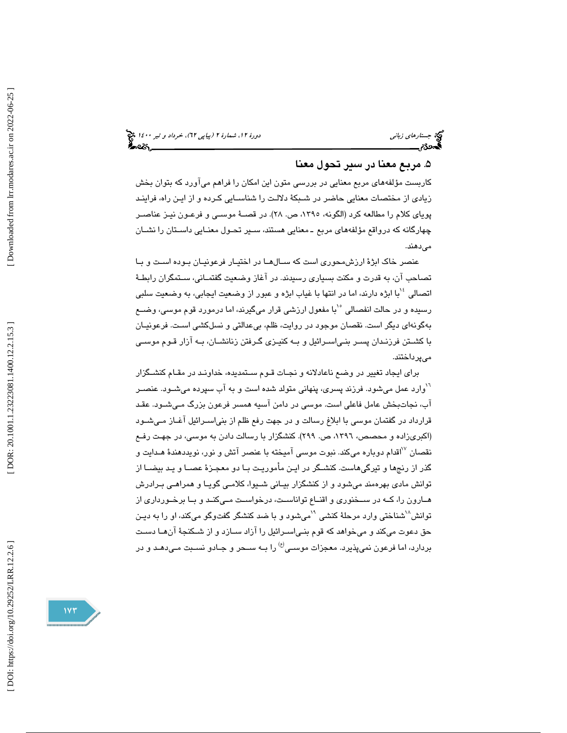## ۵. مربع معنا در سیر تحول معنا

کاربست مؤلفه‌های مربع معنایی در بررسی متون این امکان را فراهم می‌آورد که بتوان بخش زیادی از مختصات معنایی حاضر در شبکهٔ دلالت را شناسایی کرده و از این راه، فرایند پویای کلام را مطالعه کرد (الگونه، ۱۳۹۵، ص. ۲۸). در قصهٔ موسی و فرعون نیز عناصر چهارگانه که درواقع مؤلفه‌های مربع ـ معنایی هستند، سیر تحول معنایی داستان را نشان می‌دهند.

عنصر خاک ابژهٔ ارزش‌محوری است که سال‌ها در اختیار فرعونیان بوده است و با تصاحب آن، به قدرت و مکنت بسیاری رسیدند. در آغاز وضعیت گفتمانی، ستمگران رابطهٔ اتصالی [۱۴] با ابژه دارند، اما در انتها با غیاب ابژه و عبور از وضعیت ایجابی، به وضعیت سلبی رسیده و در حالت انفصالی [۱۵] با مفعول ارزشی قرار می‌گیرند، اما درمورد قوم موسی، وضع به‌گونه‌ای دیگر است. نقصان موجود در روایت، ظلم، بی‌عدالتی و نسل‌کشی است. فرعونیان با کشتن فرزندان پسر بنی‌اسرائیل و به کنیزی گرفتن زنانشان، به آزار قوم موسی می‌پرداختند.

برای ایجاد تغییر در وضع ناعادلانه و نجات قوم ستمدیده، خداوند در مقام کنشگر [۱۶] وارد عمل می‌شود. فرزند پسری، پنهانی متولد شده است و به آب سپرده می‌شود. عنصر آب، نجات‌بخش عامل فاعلی است. موسی در دامن آسیه همسر فرعون بزرگ می‌شود. عقد قرارداد در گفتمان موسی با ابلاغ رسالت و در جهت رفع ظلم از بنی‌اسرائیل آغاز می‌شود (اکبری‌زاده و محصص، ۱۳۹۶، ص. ۲۹۹). کنشگزار با رسالت دادن به موسی، در جهت رفع نقصان [۱۷] اقدام دوباره می‌کند. نبوت موسی آمیخته با عنصر آتش و نور، نویددهندهٔ هدایت و گذر از رنج‌ها و تیرگی‌هاست. کنشگر در این مأموریت با دو معجزهٔ عصا و ید بیضا از توانش مادی بهره‌مند می‌شود و از کنشگزار بیانی شیوا، کلامی گویا و همراهی برادرش هارون را، که در سخنوری و اقناع تواناست، درخواست می‌کند و با برخورداری از توانش [۱۸] شناختی وارد مرحلهٔ کنشی [۱۹] می‌شود و با ضد کنشگر گفت‌وگو می‌کند، او را به دین حق دعوت می‌کند و می‌خواهد که قوم بنی‌اسرائیل را آزاد سازد و از شکنجهٔ آن‌ها دست بردارد، اما فرعون نمی‌پذیرد. معجزات موسی(ع) را به سحر و جادو نسبت می‌دهد و در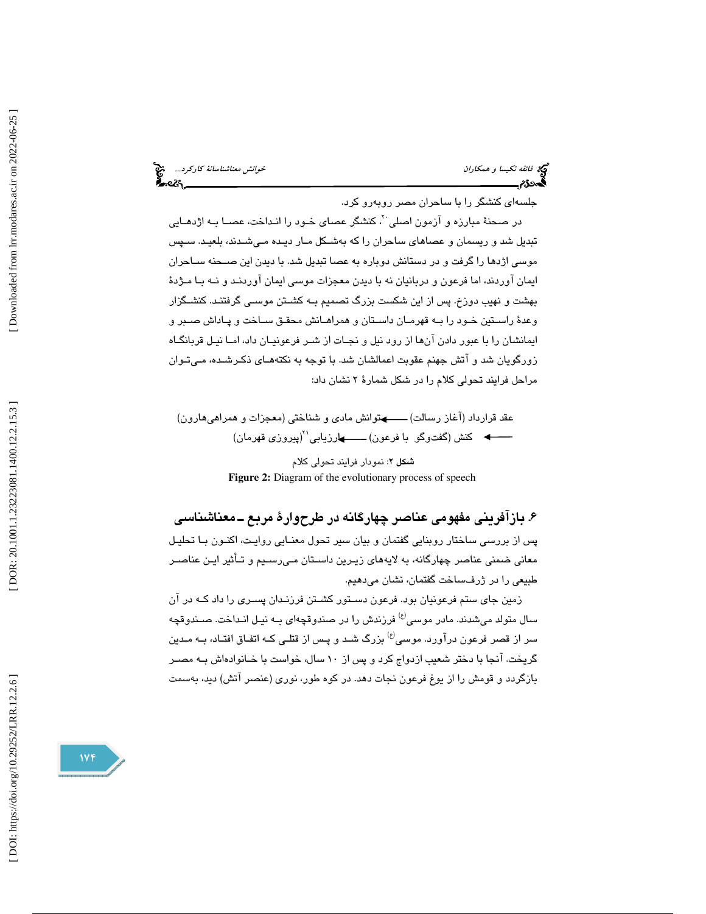جلسه‌ای کنشگر را با ساحران مصر روبه‌رو کرد.

در صحنهٔ مبارزه و آزمون اصلی[20]، کنشگر عصای خود را انداخت، عصا به اژدهایی تبدیل شد و ریسمان و عصاهای ساحران را که به‌شکل مار دیده می‌شدند، بلعید. سپس موسی اژدها را گرفت و در دستانش دوباره به عصا تبدیل شد. با دیدن این صحنه ساحران ایمان آوردند، اما فرعون و درباریان نه با دیدن معجزات موسی ایمان آوردند و نه با مژدهٔ بهشت و نهیب دوزخ. پس از این شکست بزرگ تصمیم به کشتن موسی گرفتند. کنشگزار وعدهٔ راستین خود را به قهرمان داستان و همراهانش محقق ساخت و پاداش صبر و ایمانشان را با عبور دادن آن‌ها از رود نیل و نجات از شر فرعونیان داد، اما نیل قربانگاه زورگویان شد و آتش جهنم عقوبت اعمالشان شد. با توجه به نکته‌های ذکرشده، می‌توان مراحل فرایند تحولی کلام را در شکل شمارهٔ ۲ نشان داد:

عقد قرارداد (آغاز رسالت) ←توانش مادی و شناختی (معجزات و همراهی‌هارون) ← کنش (گفت‌وگو با فرعون) ←ارزیابی[21](پیروزی قهرمان)

**شکل ۲**: نمودار فرایند تحولی کلام

**Figure 2:** Diagram of the evolutionary process of speech

## ۶. بازآفرینی مفهومی عناصر چهارگانه در طرح‌وارهٔ مربع ـ معناشناسی

پس از بررسی ساختار روبنایی گفتمان و بیان سیر تحول معنایی روایت، اکنون با تحلیل معانی ضمنی عناصر چهارگانه، به لایه‌های زیرین داستان می‌رسیم و تأثیر این عناصر طبیعی را در ژرف‌ساخت گفتمان، نشان می‌دهیم.

زمین جای ستم فرعونیان بود. فرعون دستور کشتن فرزندان پسری را داد که در آن سال متولد می‌شدند. مادر موسی(ع) فرزندش را در صندوقچه‌ای به نیل انداخت. صندوقچه سر از قصر فرعون درآورد. موسی(ع) بزرگ شد و پس از قتلی که اتفاق افتاد، به مدین گریخت. آنجا با دختر شعیب ازدواج کرد و پس از ۱۰ سال، خواست با خانواده‌اش به مصر بازگردد و قومش را از یوغ فرعون نجات دهد. در کوه طور، نوری (عنصر آتش) دید، به‌سمت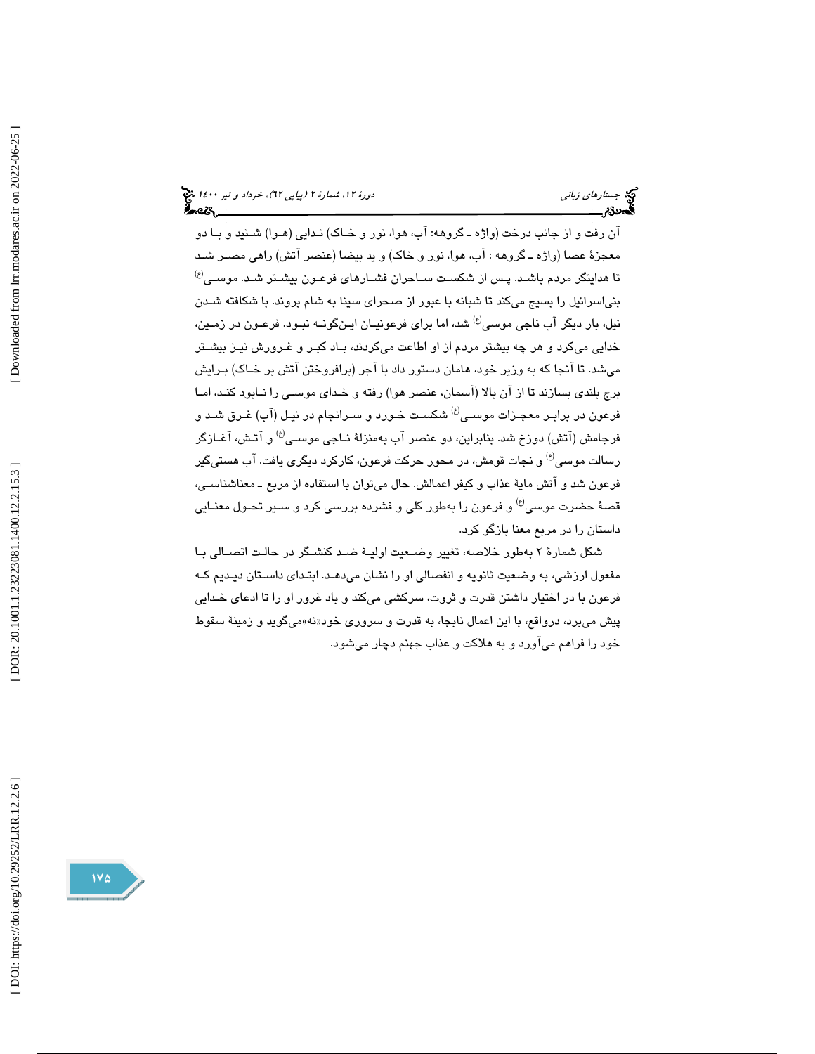آن رفت و از جانب درخت (واژه ـ گروهه: آب، هوا، نور و خاک) ندایی (هوا) شنید و با دو معجزهٔ عصا (واژه ـ گروهه : آب، هوا، نور و خاک) و ید بیضا (عنصر آتش) راهی مصر شد تا هدایتگر مردم باشد. پس از شکست ساحران فشارهای فرعون بیشتر شد. موسی(ع) بنی‌اسرائیل را بسیج می‌کند تا شبانه با عبور از صحرای سینا به شام بروند. با شکافته شدن نیل، بار دیگر آب ناجی موسی(ع) شد، اما برای فرعونیان این‌گونه نبود. فرعون در زمین، خدایی می‌کرد و هر چه بیشتر مردم از او اطاعت می‌کردند، باد کبر و غرورش نیز بیشتر می‌شد. تا آنجا که به وزیر خود، هامان دستور داد با آجر (برافروختن آتش بر خاک) برایش برج بلندی بسازند تا از آن بالا (آسمان، عنصر هوا) رفته و خدای موسی را نابود کند، اما فرعون در برابر معجزات موسی(ع) شکست خورد و سرانجام در نیل (آب) غرق شد و فرجامش (آتش) دوزخ شد. بنابراین، دو عنصر آب به‌منزلهٔ ناجی موسی(ع) و آتش، آغازگر رسالت موسی(ع) و نجات قومش، در محور حرکت فرعون، کارکرد دیگری یافت. آب هستی‌گیر فرعون شد و آتش مایهٔ عذاب و کیفر اعمالش. حال می‌توان با استفاده از مربع ـ معناشناسی، قصهٔ حضرت موسی(ع) و فرعون را به‌طور کلی و فشرده بررسی کرد و سیر تحول معنایی داستان را در مربع معنا بازگو کرد.

شکل شمارهٔ ۲ به‌طور خلاصه، تغییر وضعیت اولیهٔ ضد کنشگر در حالت اتصالی با مفعول ارزشی، به وضعیت ثانویه و انفصالی او را نشان می‌دهد. ابتدای داستان دیدیم که فرعون با در اختیار داشتن قدرت و ثروت، سرکشی می‌کند و باد غرور او را تا ادعای خدایی پیش می‌برد، درواقع، با این اعمال نابجا، به قدرت و سروری خود«نه»می‌گوید و زمینهٔ سقوط خود را فراهم می‌آورد و به هلاکت و عذاب جهنم دچار می‌شود.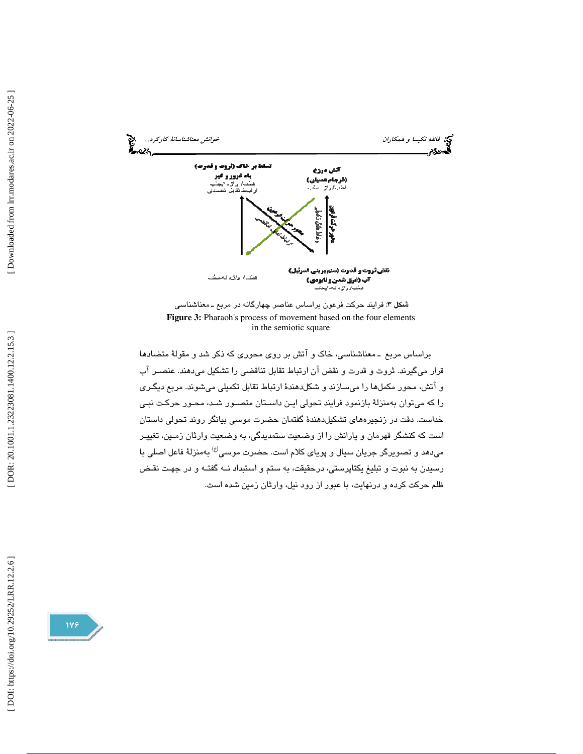تسلط بر خاک (ثروت و قدرت)

باد غرور و کبر

آتش دوزخ

(فرجام عصیان)

نقض ثروت و قدرت (ستم بر بنی اسرئیل)

آب (غرق شدن و نابودی)

**شکل ۳:** فرایند حرکت فرعون براساس عناصر چهارگانه در مربع ـ معناشناسی

**Figure 3:** Pharaoh's process of movement based on the four elements in the semiotic square

براساس مربع ـ معناشناسی، خاک و آتش بر روی محوری که ذکر شد و مقولهٔ متضادها قرار می‌گیرند. ثروت و قدرت و نقض آن ارتباط تقابل تناقضی را تشکیل می‌دهند. عنصر آب و آتش، محور مکمل‌ها را می‌سازند و شکل‌دهندهٔ ارتباط تقابل تکمیلی می‌شوند. مربع دیگری را که می‌توان به‌منزلهٔ بازنمود فرایند تحولی این داستان متصور شد، محور حرکت نبی خداست. دقت در زنجیره‌های تشکیل‌دهندهٔ گفتمان حضرت موسی بیانگر روند تحولی داستان است که کنشگر قهرمان و یارانش را از وضعیت ستمدیدگی، به وضعیت وارثان زمین، تغییر می‌دهد و تصویرگر جریان سیال و پویای کلام است. حضرت موسی(ع) به‌منزلهٔ فاعل اصلی با رسیدن به نبوت و تبلیغ یکتاپرستی، درحقیقت، به ستم و استبداد نه گفته و در جهت نقض ظلم حرکت کرده و درنهایت، با عبور از رود نیل، وارثان زمین شده است.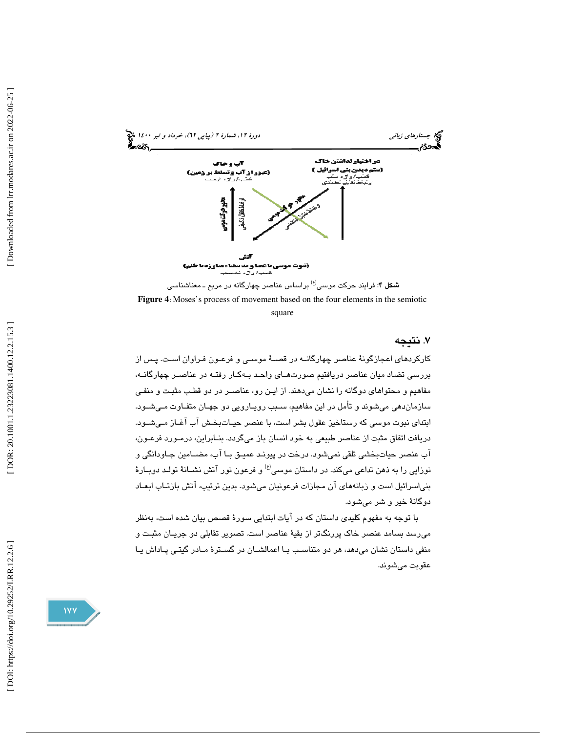آب و خاک
(عبور از آب و تسلط بر زمین)
قطب/ واژه مثبت

در اختیار نداشتن خاک
(ستم دیدن بنی اسرائیل)
قطب/ واژه سلب
ارتباط تقابل تضمنی

آتش
(نبوت موسی با عصا و ید بیضاء، مبارزه با ظلم)
قطب/ واژه منفی

**شکل ۴**: فرایند حرکت موسی^(ع) براساس عناصر چهارگانه در مربع ـ معناشناسی

**Figure 4**: Moses's process of movement based on the four elements in the semiotic square

## ۷. نتیجه

کارکردهای اعجازگونهٔ عناصر چهارگانه در قصهٔ موسی و فرعون فراوان است. پس از بررسی تضاد میان عناصر دریافتیم صورت‌های واحد به‌کار رفته در عناصر چهارگانه، مفاهیم و محتواهای دوگانه را نشان می‌دهند. از این رو، عناصر در دو قطب مثبت و منفی سازمان‌دهی می‌شوند و تأمل در این مفاهیم، سبب رویارویی دو جهان متفاوت می‌شود. ابتدای نبوت موسی که رستاخیز عقول بشر است، با عنصر حیات‌بخش آب آغاز می‌شود. دریافت اتفاق مثبت از عناصر طبیعی به خود انسان باز می‌گردد. بنابراین، درمورد فرعون، آب عنصر حیات‌بخشی تلقی نمی‌شود. درخت در پیوند عمیق با آب، مضامین جاودانگی و نوزایی را به ذهن تداعی می‌کند. در داستان موسی^(ع) و فرعون نور آتش نشانهٔ تولد دوبارهٔ بنی‌اسرائیل است و زبانه‌های آن مجازات فرعونیان می‌شود. بدین ترتیب، آتش بازتاب ابعاد دوگانهٔ خیر و شر می‌شود.

با توجه به مفهوم کلیدی داستان که در آیات ابتدایی سورهٔ قصص بیان شده است، به‌نظر می‌رسد بسامد عنصر خاک پررنگ‌تر از بقیهٔ عناصر است. تصویر تقابلی دو جریان مثبت و منفی داستان نشان می‌دهد، هر دو متناسب با اعمالشان در گسترهٔ مادر گیتی پاداش یا عقوبت می‌شوند.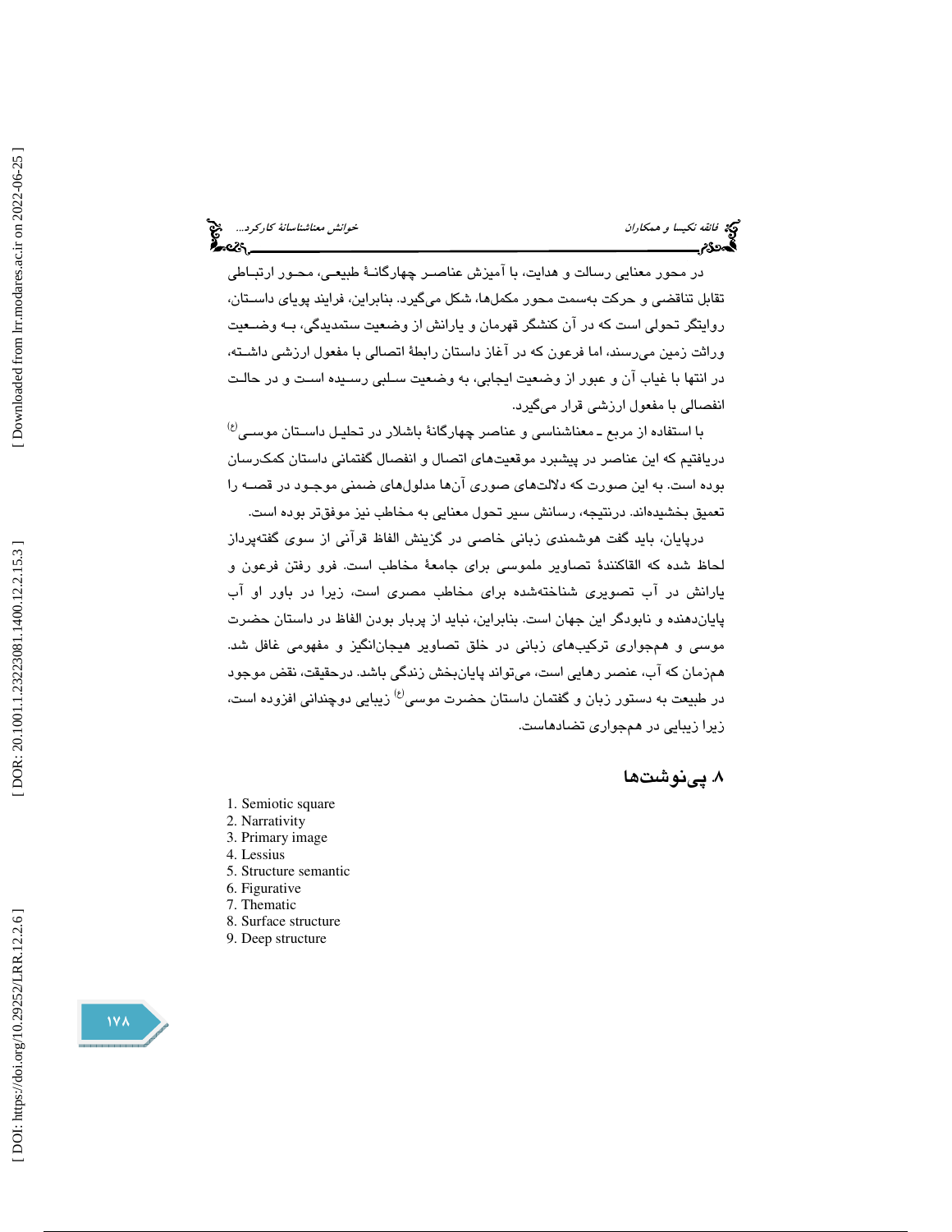در محور معنایی رسالت و هدایت، با آمیزش عناصر چهارگانهٔ طبیعی، محور ارتباطی تقابل تناقضی و حرکت به‌سمت محور مکمل‌ها، شکل می‌گیرد. بنابراین، فرایند پویای داستان، روایتگر تحولی است که در آن کنشگر قهرمان و یارانش از وضعیت ستمدیدگی، به وضعیت وراثت زمین می‌رسند، اما فرعون که در آغاز داستان رابطهٔ اتصالی با مفعول ارزشی داشته، در انتها با غیاب آن و عبور از وضعیت ایجابی، به وضعیت سلبی رسیده است و در حالت انفصالی با مفعول ارزشی قرار می‌گیرد.

با استفاده از مربع ـ معناشناسی و عناصر چهارگانهٔ باشلار در تحلیل داستان موسی(ع) دریافتیم که این عناصر در پیشبرد موقعیت‌های اتصال و انفصال گفتمانی داستان کمک‌رسان بوده است. به این صورت که دلالت‌های صوری آن‌ها مدلول‌های ضمنی موجود در قصه را تعمیق بخشیده‌اند. درنتیجه، رسانش سیر تحول معنایی به مخاطب نیز موفق‌تر بوده است.

درپایان، باید گفت هوشمندی زبانی خاصی در گزینش الفاظ قرآنی از سوی گفته‌پرداز لحاظ شده که القاکنندهٔ تصاویر ملموسی برای جامعهٔ مخاطب است. فرو رفتن فرعون و یارانش در آب تصویری شناخته‌شده برای مخاطب مصری است، زیرا در باور او آب پایان‌دهنده و نابودگر این جهان است. بنابراین، نباید از پربار بودن الفاظ در داستان حضرت موسی و همجواری ترکیب‌های زبانی در خلق تصاویر هیجان‌انگیز و مفهومی غافل شد. هم‌زمان که آب، عنصر رهایی است، می‌تواند پایان‌بخش زندگی باشد. درحقیقت، نقض موجود در طبیعت به دستور زبان و گفتمان داستان حضرت موسی(ع) زیبایی دوچندانی افزوده است، زیرا زیبایی در همجواری تضادهاست.

## ۸. پی‌نوشت‌ها

1. Semiotic square
2. Narrativity
3. Primary image
4. Lessius
5. Structure semantic
6. Figurative
7. Thematic
8. Surface structure
9. Deep structure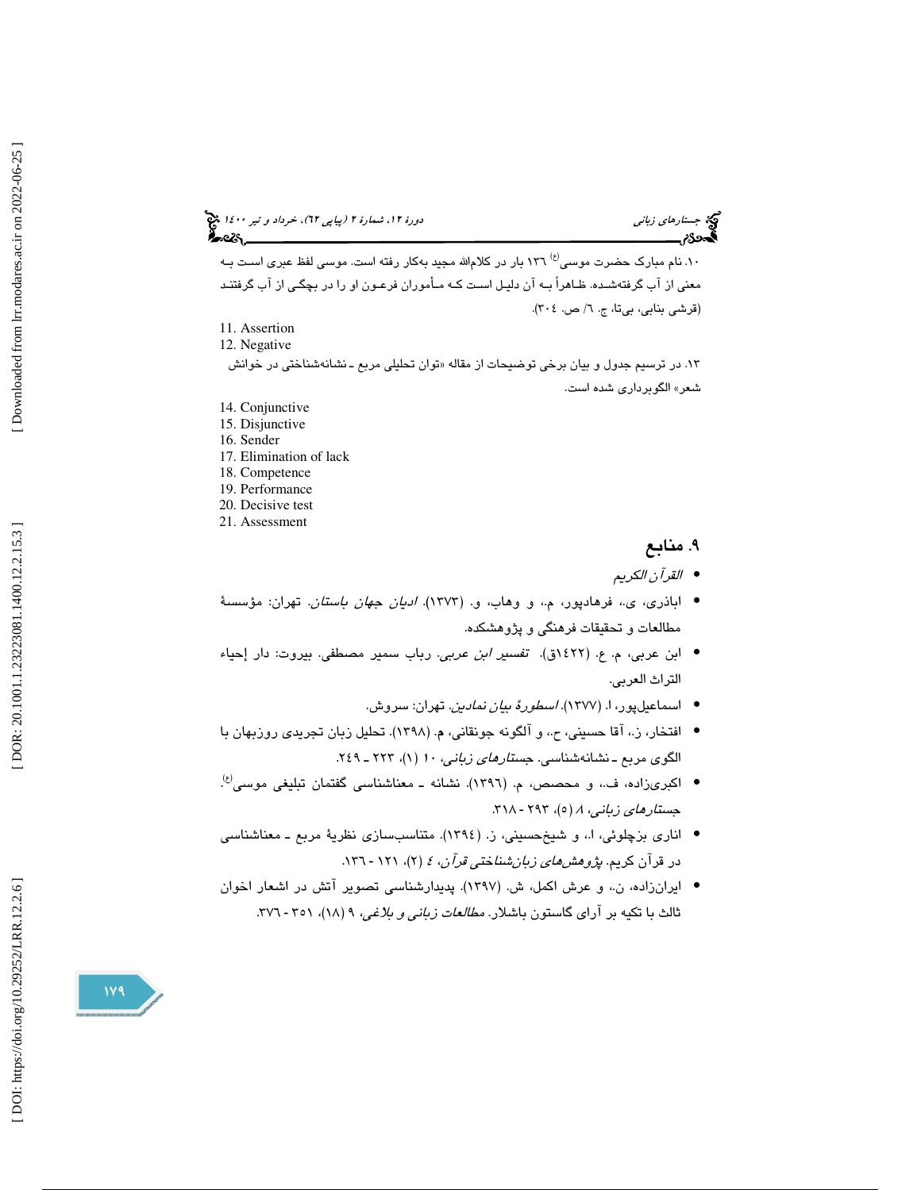۱۰. نام مبارک حضرت موسی(ع) ۱۳۶ بار در کلام‌الله مجید به‌کار رفته است. موسی لفظ عبری است بـه معنی از آب گرفته‌شـده. ظـاهراً بـه آن دلیـل اسـت کـه مـأموران فرعـون او را در بچگـی از آب گرفتنـد (قرشی بنابی، بی‌تا، ج. ۶/ ص. ۳۰۴).

11. Assertion
12. Negative

۱۳. در ترسیم جدول و بیان برخی توضیحات از مقاله «توان تحلیلی مربع ـ نشانه‌شناختی در خوانش شعر» الگوبرداری شده است.

14. Conjunctive
15. Disjunctive
16. Sender
17. Elimination of lack
18. Competence
19. Performance
20. Decisive test
21. Assessment

## ۹. منابع

- *القرآن الکریم*
- اباذری، ی.، فرهادپور، م.، و وهاب، و. (۱۳۷۳). *ادیان جهان باستان*. تهران: مؤسسهٔ مطالعات و تحقیقات فرهنگی و پژوهشکده.
- ابن عربی، م. ع. (۱۴۲۲ق). *تفسیر ابن عربی*. رباب سمیر مصطفی. بیروت: دار إحیاء التراث العربی.
- اسماعیل‌پور، ا. (۱۳۷۷). *اسطورهٔ بیان نمادین*. تهران: سروش.
- افتخار، ز.، آقا حسینی، ح.، و آلگونه جونقانی، م. (۱۳۹۸). تحلیل زبان تجریدی روزبهان با الگوی مربع ـ نشانه‌شناسی. *جستارهای زبانی*، ۱۰ (۱)، ۲۲۳ ـ ۲۴۹.
- اکبری‌زاده، ف.، و محصص، م. (۱۳۹۶). نشانه ـ معناشناسی گفتمان تبلیغی موسی(ع). *جستارهای زبانی*، ۸ (۵)، ۲۹۳ - ۳۱۸.
- اناری بزچلوئی، ا.، و شیخ‌حسینی، ز. (۱۳۹۴). متناسب‌سازی نظریهٔ مربع ـ معناشناسی در قرآن کریم. *پژوهش‌های زبان‌شناختی قرآن*، ۴ (۲)، ۱۲۱ - ۱۳۶.
- ایران‌زاده، ن.، و عرش اکمل، ش. (۱۳۹۷). پدیدارشناسی تصویر آتش در اشعار اخوان ثالث با تکیه بر آرای گاستون باشلار. *مطالعات زبانی و بلاغی*، ۹ (۱۸)، ۳۵۱ - ۳۷۶.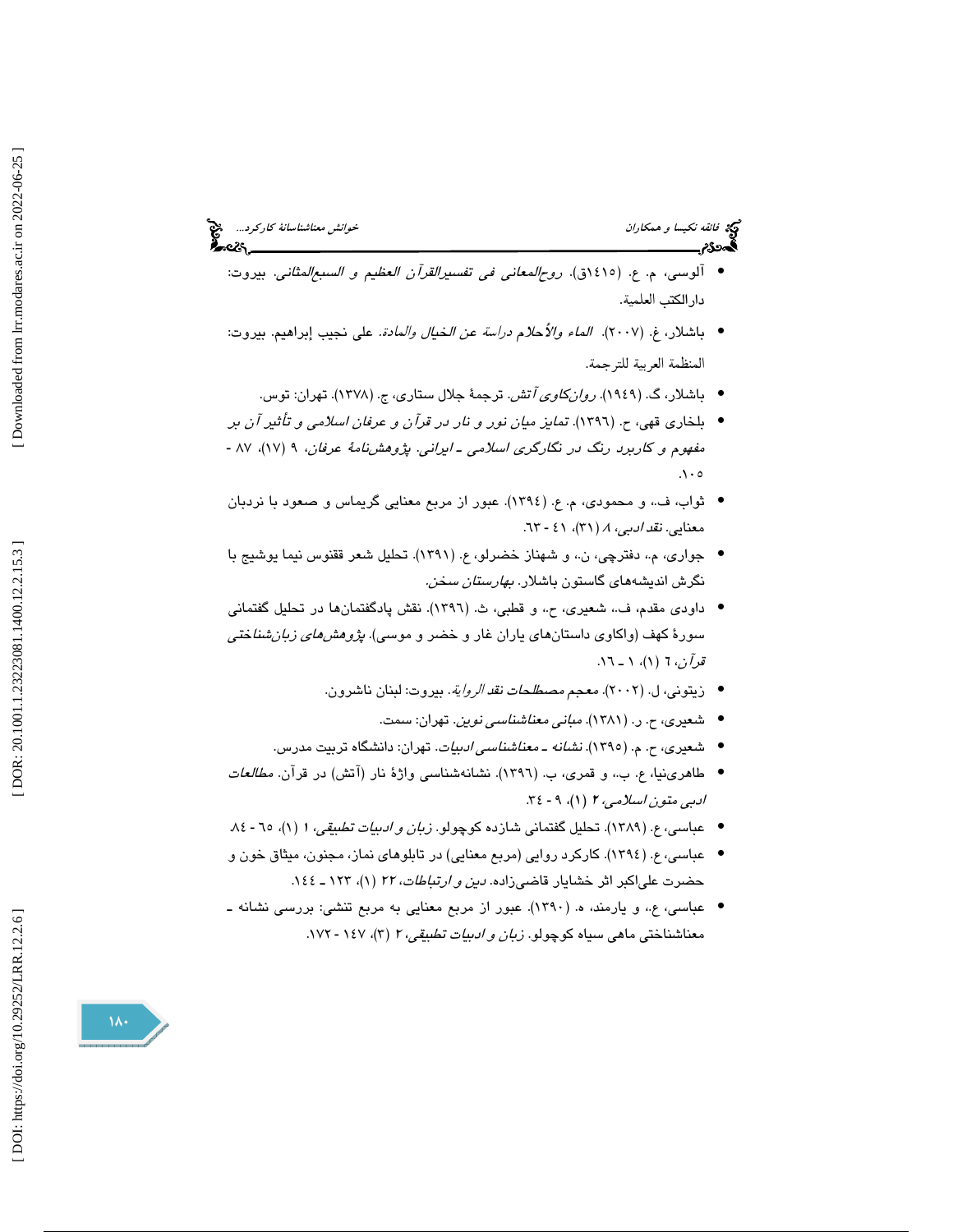- آلوسی، م. ع. (١٤١٥ق). *روح‌المعانی فی تفسیرالقرآن العظیم و السبع‌المثانی*. بیروت: دارالکتب العلمیة.
- باشلار، غ. (٢٠٠٧). *الماء والأحلام دراسة عن الخیال والمادة*. علی نجیب إبراهیم. بیروت: المنظمة العربیة للترجمة.
- باشلار، گ. (١٩٤٩). *روان‌کاوی آتش*. ترجمهٔ جلال ستاری، ج. (١٣٧٨). تهران: توس.
- بلخاری قهی، ح. (١٣٩٦). *تمایز میان نور و نار در قرآن و عرفان اسلامی و تأثیر آن بر مفهوم و کاربرد رنگ در نگارگری اسلامی ـ ایرانی. پژوهش‌نامهٔ عرفان*، ٩ (١٧)، ٨٧ - ١٠٥.
- ثواب، ف.، و محمودی، م. ع. (١٣٩٤). عبور از مربع معنایی گریماس و صعود با نردبان معنایی. *نقد ادبی*، ٨ (٣١)، ٤١ - ٦٣.
- جواری، م.، دفترچی، ن.، و شهناز خضرلو، ع. (١٣٩١). تحلیل شعر ققنوس نیما یوشیج با نگرش اندیشه‌های گاستون باشلار. *بهارستان سخن*.
- داودی مقدم، ف.، شعیری، ح.، و قطبی، ث. (١٣٩٦). نقش پادگفتمان‌ها در تحلیل گفتمانی سورهٔ کهف (واکاوی داستان‌های یاران غار و خضر و موسی). *پژوهش‌های زبان‌شناختی قرآن*، ٦ (١)، ١ ـ ١٦.
- زیتونی، ل. (٢٠٠٢). *معجم مصطلحات نقد الروایة*. بیروت: لبنان ناشرون.
- شعیری، ح. ر. (١٣٨١). *مبانی معناشناسی نوین*. تهران: سمت.
- شعیری، ح. م. (١٣٩٥). *نشانه ـ معناشناسی ادبیات*. تهران: دانشگاه تربیت مدرس.
- طاهری‌نیا، ع. ب.، و قمری، ب. (١٣٩٦). نشانه‌شناسی واژهٔ نار (آتش) در قرآن. *مطالعات ادبی متون اسلامی*، ٢ (١)، ٩ - ٣٤.
- عباسی، ع. (١٣٨٩). تحلیل گفتمانی شازده کوچولو. *زبان و ادبیات تطبیقی*، ١ (١)، ٦٥ - ٨٤.
- عباسی، ع. (١٣٩٤). کارکرد روایی (مربع معنایی) در تابلوهای نماز، مجنون، میثاق خون و حضرت علی‌اکبر اثر خشایار قاضی‌زاده. *دین و ارتباطات*، ٢٢ (١)، ١٢٣ ـ ١٤٤.
- عباسی، ع.، و یارمند، ه. (١٣٩٠). عبور از مربع معنایی به مربع تنشی: بررسی نشانه ـ معناشناختی ماهی سیاه کوچولو. *زبان و ادبیات تطبیقی*، ٢ (٣)، ١٤٧ - ١٧٢.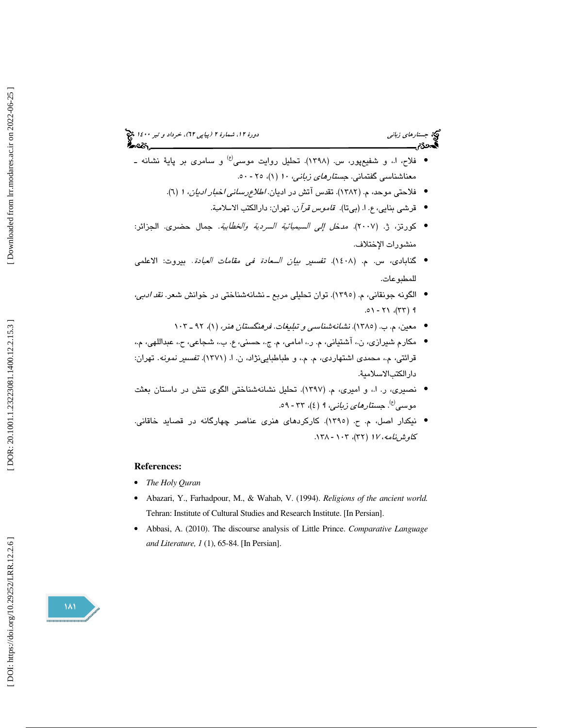- فلاح، ا.، و شفیع‌پور، س. (۱۳۹۸). تحلیل روایت موسی(ع) و سامری بر پایهٔ نشانه ـ معناشناسی گفتمانی. *جستارهای زبانی*، ۱۰ (۱)، ۲۵ - ۵۰.
- فلاحتی موحد، م. (۱۳۸۲). تقدس آتش در ادیان. *اطلاع‌رسانی اخبار ادیان*، ۱ (٦).
- قرشی بنایی، ع. ا. (بی‌تا). *قاموس قرآن*. تهران: دارالکتب الاسلامیة.
- کورتز، ژ. (۲۰۰۷). *مدخل إلی السیمیائیة السردیة والخطابیة*. جمال حضری. الجزائر: منشورات الإختلاف.
- گنابادی، س. م. (١٤٠٨). *تفسیر بیان السعادة فی مقامات العبادة*. بیروت: الاعلمی للمطبوعات.
- الگونه جونقانی، م. (۱۳۹۵). توان تحلیلی مربع ـ نشانه‌شناختی در خوانش شعر. *نقد ادبی*، ۹ (۳۳)، ۲۱ - ۵۱.
- معین، م. ب. (۱۳۸۵). *نشانه‌شناسی و تبلیغات*. *فرهنگستان هنر*، (۱)، ۹۲ ـ ۱۰۳
- مکارم شیرازی، ن.، آشتیانی، م. ر.، امامی، م. ج.، حسنی، ع. ب.، شجاعی، ح.، عبداللهی، م.، قرائتی، م.، محمدی اشتهاردی، م. م.، و طباطبایی‌نژاد، ن. ا. (۱۳۷۱). *تفسیر نمونه*. تهران: دارالکتب‌الاسلامیة.
- نصیری، ر. ا.، و امیری، م. (۱۳۹۷). تحلیل نشانه‌شناختی الگوی تنش در داستان بعثت موسی(ع). *جستارهای زبانی*، ۹ (٤)، ۳۳ - ۵۹.
- نیکدار اصل، م. ح. (۱۳۹۵). کارکردهای هنری عناصر چهارگانه در قصاید خاقانی. *کاوش‌نامه*، ۱۷ (۳۲)، ۱۰۳ - ۱۳۸.

**References:**

- *The Holy Quran*
- Abazari, Y., Farhadpour, M., & Wahab, V. (1994). *Religions of the ancient world.* Tehran: Institute of Cultural Studies and Research Institute. [In Persian].
- Abbasi, A. (2010). The discourse analysis of Little Prince. *Comparative Language and Literature, 1* (1), 65-84. [In Persian].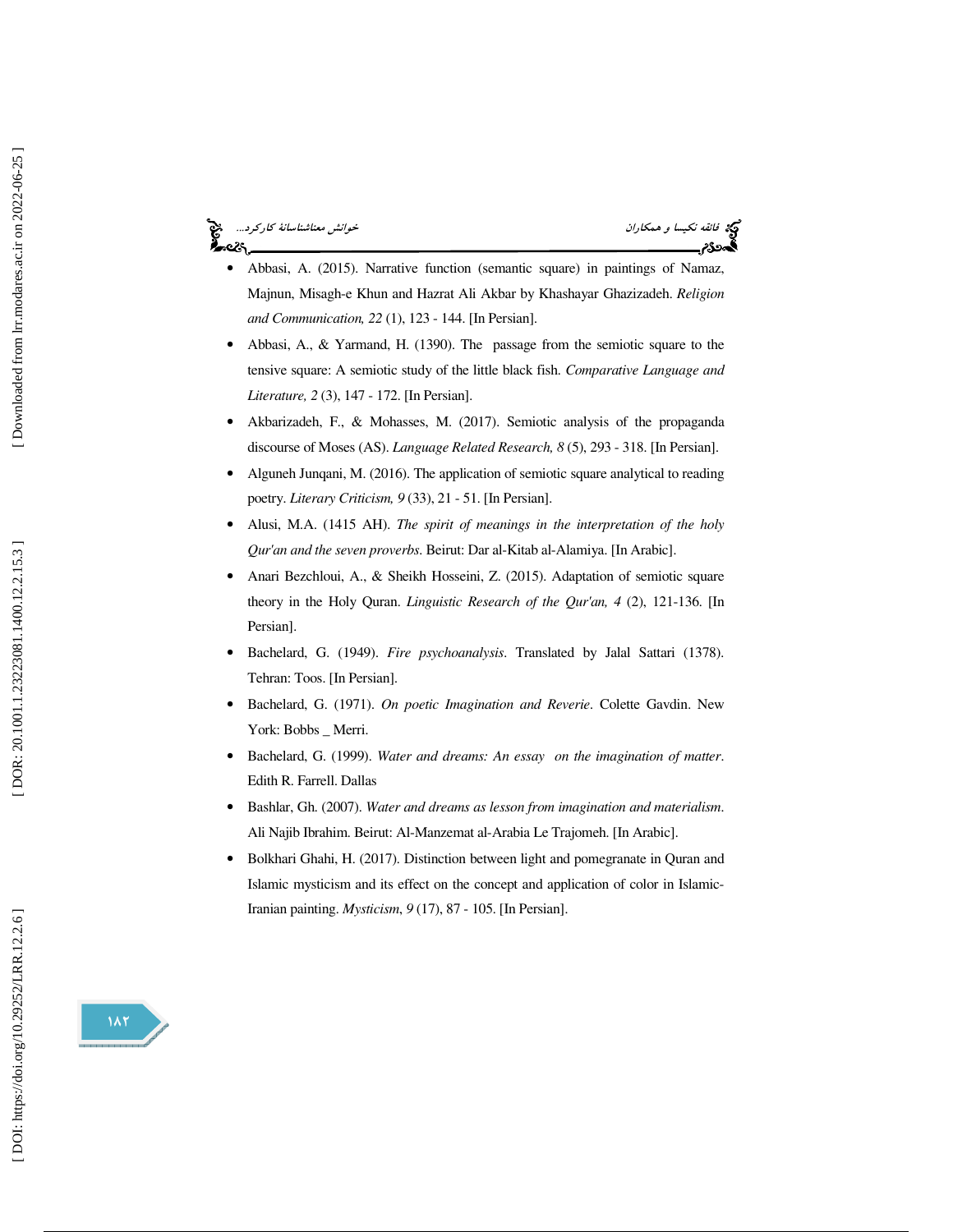- Abbasi, A. (2015). Narrative function (semantic square) in paintings of Namaz, Majnun, Misagh-e Khun and Hazrat Ali Akbar by Khashayar Ghazizadeh. *Religion and Communication, 22* (1), 123 - 144. [In Persian].
- Abbasi, A., & Yarmand, H. (1390). The passage from the semiotic square to the tensive square: A semiotic study of the little black fish. *Comparative Language and Literature, 2* (3), 147 - 172. [In Persian].
- Akbarizadeh, F., & Mohasses, M. (2017). Semiotic analysis of the propaganda discourse of Moses (AS). *Language Related Research, 8* (5), 293 - 318. [In Persian].
- Alguneh Junqani, M. (2016). The application of semiotic square analytical to reading poetry. *Literary Criticism, 9* (33), 21 - 51. [In Persian].
- Alusi, M.A. (1415 AH). *The spirit of meanings in the interpretation of the holy Qur'an and the seven proverbs*. Beirut: Dar al-Kitab al-Alamiya. [In Arabic].
- Anari Bezchloui, A., & Sheikh Hosseini, Z. (2015). Adaptation of semiotic square theory in the Holy Quran. *Linguistic Research of the Qur'an, 4* (2), 121-136. [In Persian].
- Bachelard, G. (1949). *Fire psychoanalysis*. Translated by Jalal Sattari (1378). Tehran: Toos. [In Persian].
- Bachelard, G. (1971). *On poetic Imagination and Reverie*. Colette Gavdin. New York: Bobbs _ Merri.
- Bachelard, G. (1999). *Water and dreams: An essay on the imagination of matter*. Edith R. Farrell. Dallas
- Bashlar, Gh. (2007). *Water and dreams as lesson from imagination and materialism*. Ali Najib Ibrahim. Beirut: Al-Manzemat al-Arabia Le Trajomeh. [In Arabic].
- Bolkhari Ghahi, H. (2017). Distinction between light and pomegranate in Quran and Islamic mysticism and its effect on the concept and application of color in Islamic-Iranian painting. *Mysticism*, *9* (17), 87 - 105. [In Persian].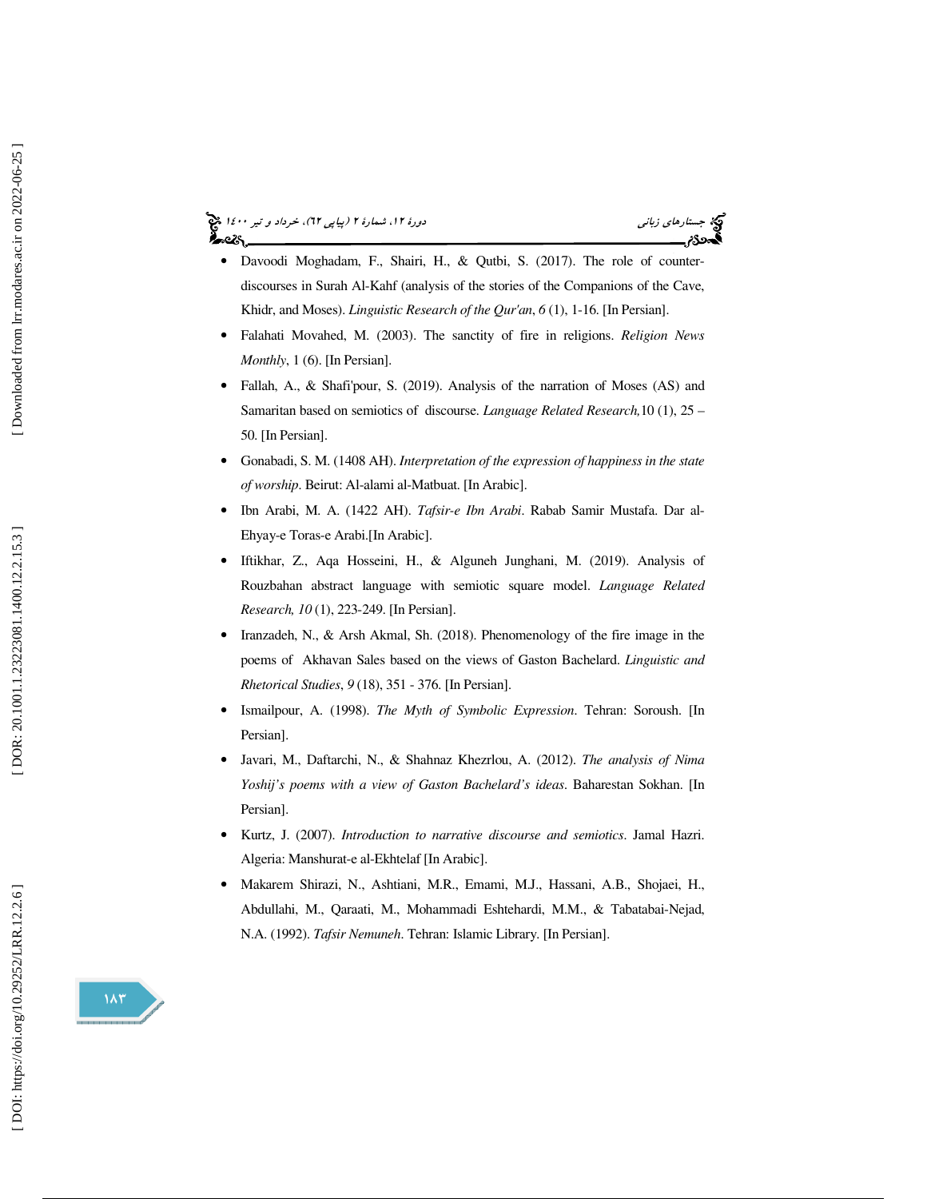- Davoodi Moghadam, F., Shairi, H., & Qutbi, S. (2017). The role of counter-discourses in Surah Al-Kahf (analysis of the stories of the Companions of the Cave, Khidr, and Moses). *Linguistic Research of the Qur'an*, *6* (1), 1-16. [In Persian].
- Falahati Movahed, M. (2003). The sanctity of fire in religions. *Religion News Monthly*, 1 (6). [In Persian].
- Fallah, A., & Shafi'pour, S. (2019). Analysis of the narration of Moses (AS) and Samaritan based on semiotics of discourse. *Language Related Research,*10 (1), 25 – 50. [In Persian].
- Gonabadi, S. M. (1408 AH). *Interpretation of the expression of happiness in the state of worship*. Beirut: Al-alami al-Matbuat. [In Arabic].
- Ibn Arabi, M. A. (1422 AH). *Tafsir-e Ibn Arabi*. Rabab Samir Mustafa. Dar al-Ehyay-e Toras-e Arabi.[In Arabic].
- Iftikhar, Z., Aqa Hosseini, H., & Alguneh Junghani, M. (2019). Analysis of Rouzbahan abstract language with semiotic square model. *Language Related Research, 10* (1), 223-249. [In Persian].
- Iranzadeh, N., & Arsh Akmal, Sh. (2018). Phenomenology of the fire image in the poems of Akhavan Sales based on the views of Gaston Bachelard. *Linguistic and Rhetorical Studies*, *9* (18), 351 - 376. [In Persian].
- Ismailpour, A. (1998). *The Myth of Symbolic Expression*. Tehran: Soroush. [In Persian].
- Javari, M., Daftarchi, N., & Shahnaz Khezrlou, A. (2012). *The analysis of Nima Yoshij's poems with a view of Gaston Bachelard's ideas*. Baharestan Sokhan. [In Persian].
- Kurtz, J. (2007). *Introduction to narrative discourse and semiotics*. Jamal Hazri. Algeria: Manshurat-e al-Ekhtelaf [In Arabic].
- Makarem Shirazi, N., Ashtiani, M.R., Emami, M.J., Hassani, A.B., Shojaei, H., Abdullahi, M., Qaraati, M., Mohammadi Eshtehardi, M.M., & Tabatabai-Nejad, N.A. (1992). *Tafsir Nemuneh*. Tehran: Islamic Library. [In Persian].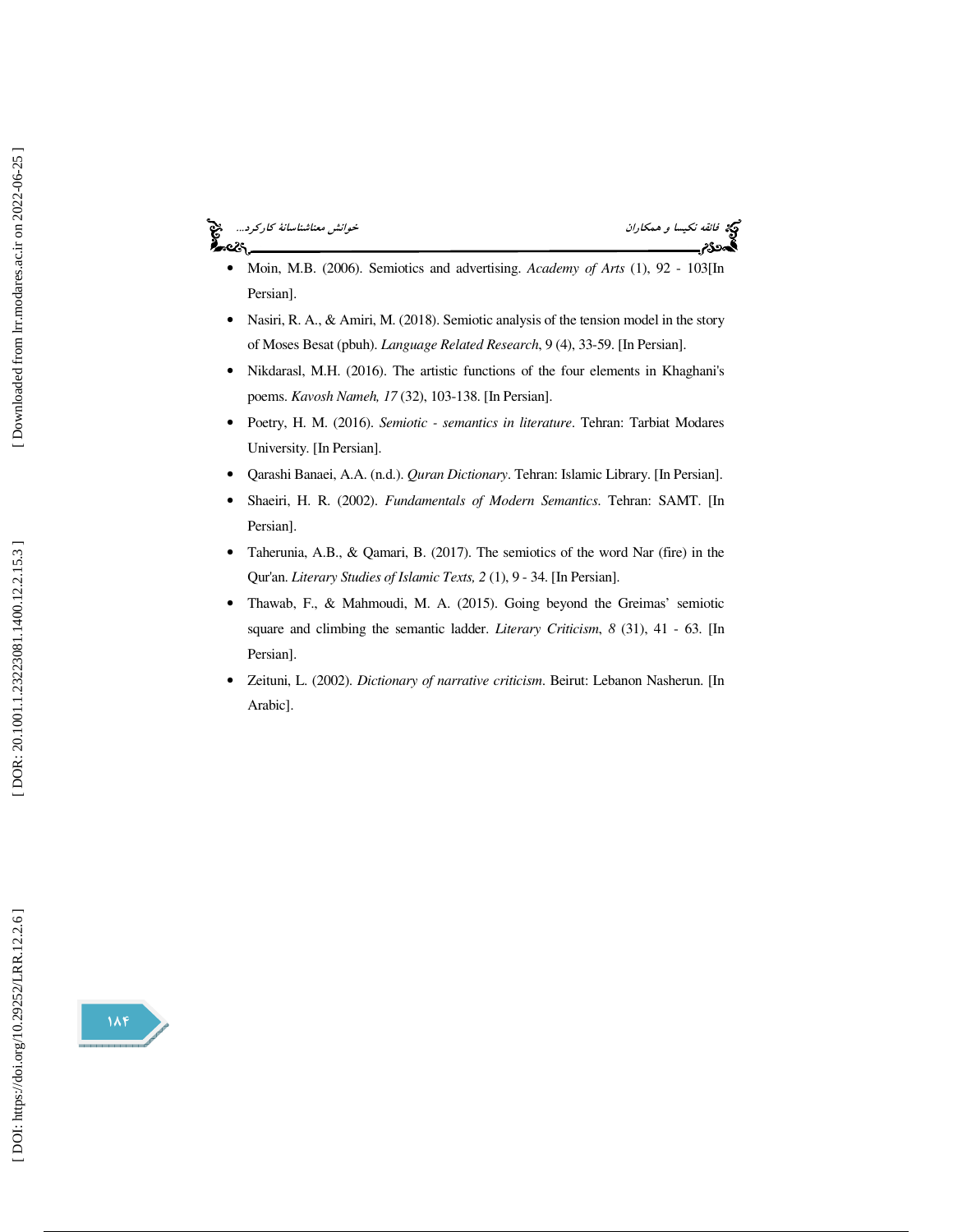- Moin, M.B. (2006). Semiotics and advertising. *Academy of Arts* (1), 92 - 103[In Persian].
- Nasiri, R. A., & Amiri, M. (2018). Semiotic analysis of the tension model in the story of Moses Besat (pbuh). *Language Related Research*, 9 (4), 33-59. [In Persian].
- Nikdarasl, M.H. (2016). The artistic functions of the four elements in Khaghani's poems. *Kavosh Nameh, 17* (32), 103-138. [In Persian].
- Poetry, H. M. (2016). *Semiotic - semantics in literature*. Tehran: Tarbiat Modares University. [In Persian].
- Qarashi Banaei, A.A. (n.d.). *Quran Dictionary*. Tehran: Islamic Library. [In Persian].
- Shaeiri, H. R. (2002). *Fundamentals of Modern Semantics*. Tehran: SAMT. [In Persian].
- Taherunia, A.B., & Qamari, B. (2017). The semiotics of the word Nar (fire) in the Qur'an. *Literary Studies of Islamic Texts, 2* (1), 9 - 34. [In Persian].
- Thawab, F., & Mahmoudi, M. A. (2015). Going beyond the Greimas' semiotic square and climbing the semantic ladder. *Literary Criticism*, *8* (31), 41 - 63. [In Persian].
- Zeituni, L. (2002). *Dictionary of narrative criticism*. Beirut: Lebanon Nasherun. [In Arabic].